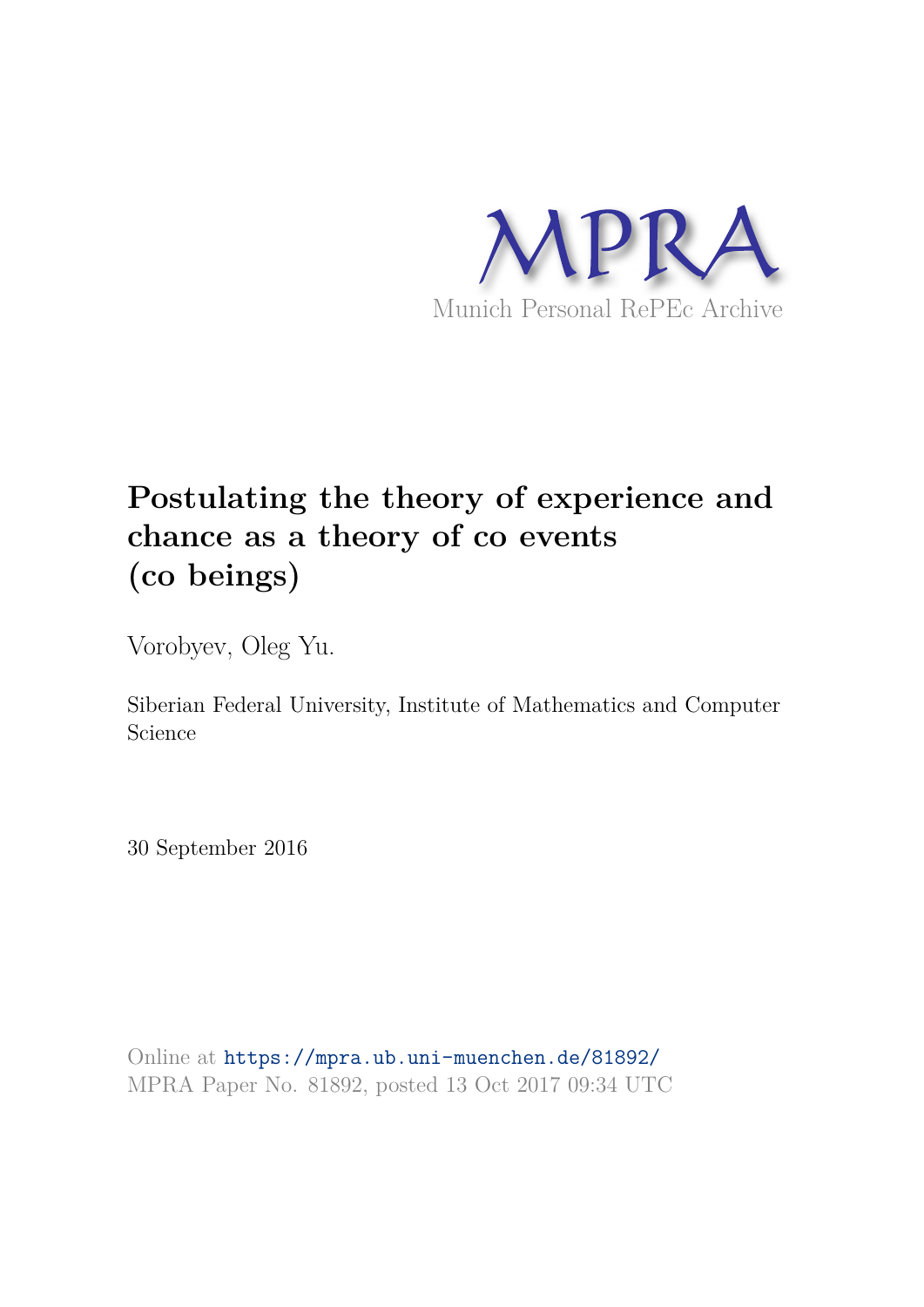MPRA

Munich Personal RePEc Archive

# Postulating the theory of experience and chance as a theory of co events (co beings)

Vorobyev, Oleg Yu.

Siberian Federal University, Institute of Mathematics and Computer Science

30 September 2016

Online at https://mpra.ub.uni-muenchen.de/81892/
MPRA Paper No. 81892, posted 13 Oct 2017 09:34 UTC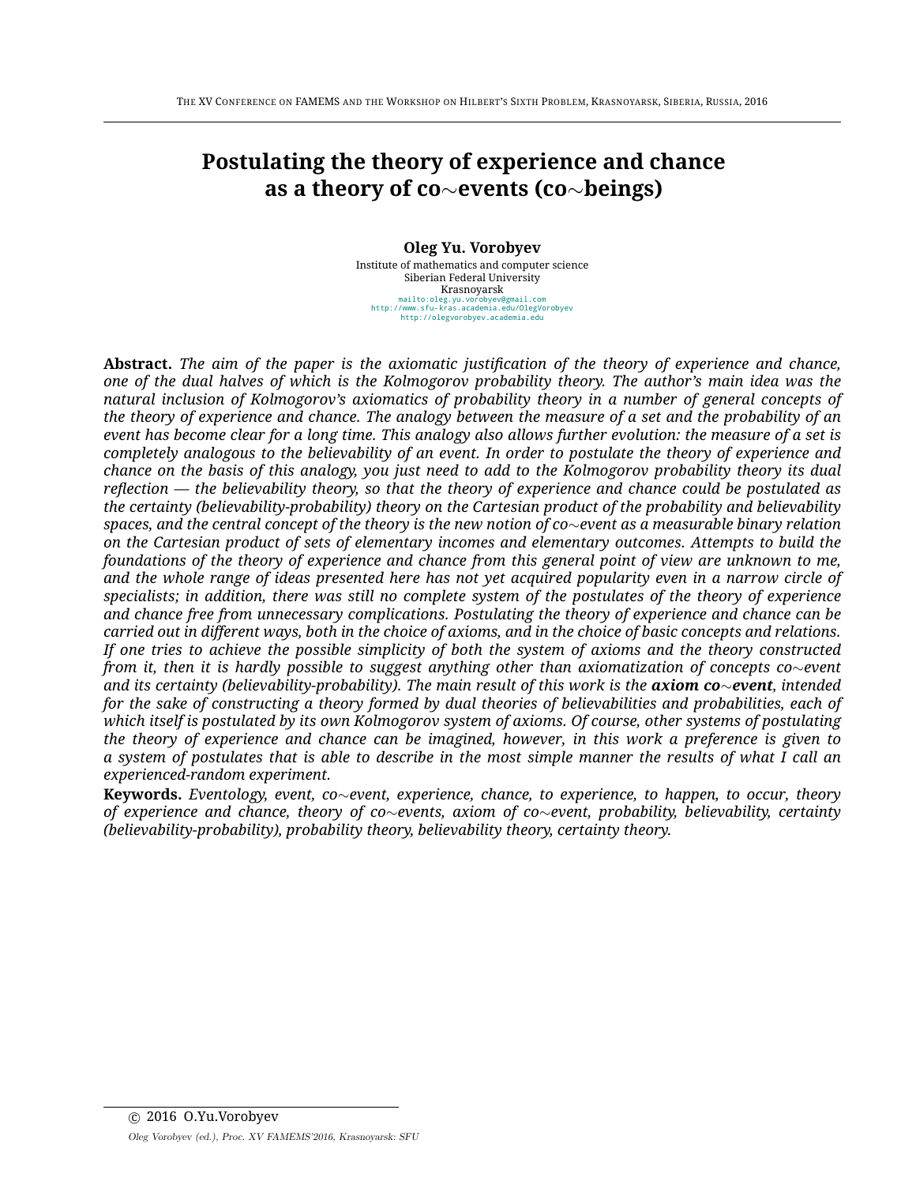# Postulating the theory of experience and chance as a theory of co$\sim$events (co$\sim$beings)

**Oleg Yu. Vorobyev**

Institute of mathematics and computer science
Siberian Federal University
Krasnoyarsk
mailto:oleg.yu.vorobyev@gmail.com
http://www.sfu-kras.academia.edu/OlegVorobyev
http://olegvorobyev.academia.edu

**Abstract.** *The aim of the paper is the axiomatic justification of the theory of experience and chance, one of the dual halves of which is the Kolmogorov probability theory. The author's main idea was the natural inclusion of Kolmogorov's axiomatics of probability theory in a number of general concepts of the theory of experience and chance. The analogy between the measure of a set and the probability of an event has become clear for a long time. This analogy also allows further evolution: the measure of a set is completely analogous to the believability of an event. In order to postulate the theory of experience and chance on the basis of this analogy, you just need to add to the Kolmogorov probability theory its dual reflection — the believability theory, so that the theory of experience and chance could be postulated as the certainty (believability-probability) theory on the Cartesian product of the probability and believability spaces, and the central concept of the theory is the new notion of co$\sim$event as a measurable binary relation on the Cartesian product of sets of elementary incomes and elementary outcomes. Attempts to build the foundations of the theory of experience and chance from this general point of view are unknown to me, and the whole range of ideas presented here has not yet acquired popularity even in a narrow circle of specialists; in addition, there was still no complete system of the postulates of the theory of experience and chance free from unnecessary complications. Postulating the theory of experience and chance can be carried out in different ways, both in the choice of axioms, and in the choice of basic concepts and relations. If one tries to achieve the possible simplicity of both the system of axioms and the theory constructed from it, then it is hardly possible to suggest anything other than axiomatization of concepts co$\sim$event and its certainty (believability-probability). The main result of this work is the* ***axiom co$\sim$event****, intended for the sake of constructing a theory formed by dual theories of believabilities and probabilities, each of which itself is postulated by its own Kolmogorov system of axioms. Of course, other systems of postulating the theory of experience and chance can be imagined, however, in this work a preference is given to a system of postulates that is able to describe in the most simple manner the results of what I call an experienced-random experiment.*

**Keywords.** *Eventology, event, co$\sim$event, experience, chance, to experience, to happen, to occur, theory of experience and chance, theory of co$\sim$events, axiom of co$\sim$event, probability, believability, certainty (believability-probability), probability theory, believability theory, certainty theory.*

---

© 2016 O.Yu.Vorobyev

*Oleg Vorobyev (ed.), Proc. XV FAMEMS'2016, Krasnoyarsk: SFU*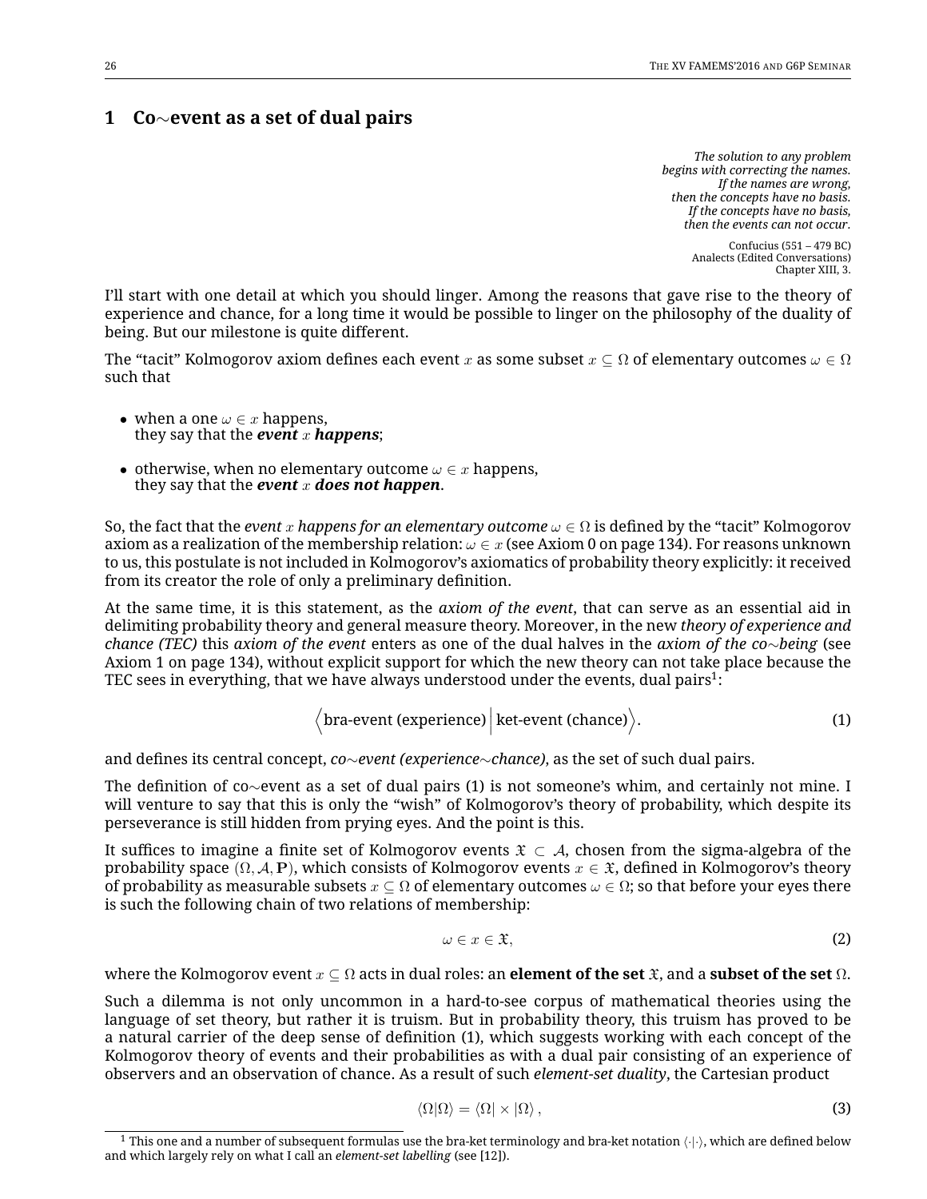## 1 Co$\sim$event as a set of dual pairs

*The solution to any problem*
*begins with correcting the names.*
*If the names are wrong,*
*then the concepts have no basis.*
*If the concepts have no basis,*
*then the events can not occur.*

Confucius (551 – 479 BC)
Analects (Edited Conversations)
Chapter XIII, 3.

I'll start with one detail at which you should linger. Among the reasons that gave rise to the theory of experience and chance, for a long time it would be possible to linger on the philosophy of the duality of being. But our milestone is quite different.

The "tacit" Kolmogorov axiom defines each event $x$ as some subset $x \subseteq \Omega$ of elementary outcomes $\omega \in \Omega$ such that

- when a one $\omega \in x$ happens,
  they say that the ***event*** $x$ ***happens***;
- otherwise, when no elementary outcome $\omega \in x$ happens,
  they say that the ***event*** $x$ ***does not happen***.

So, the fact that the *event* $x$ *happens for an elementary outcome* $\omega \in \Omega$ is defined by the "tacit" Kolmogorov axiom as a realization of the membership relation: $\omega \in x$ (see Axiom 0 on page 134). For reasons unknown to us, this postulate is not included in Kolmogorov's axiomatics of probability theory explicitly: it received from its creator the role of only a preliminary definition.

At the same time, it is this statement, as the *axiom of the event*, that can serve as an essential aid in delimiting probability theory and general measure theory. Moreover, in the new *theory of experience and chance (TEC)* this *axiom of the event* enters as one of the dual halves in the *axiom of the co$\sim$being* (see Axiom 1 on page 134), without explicit support for which the new theory can not take place because the TEC sees in everything, that we have always understood under the events, dual pairs[1]:

$$\Big\langle \text{bra-event (experience)} \Big| \text{ ket-event (chance)} \Big\rangle. \tag{1}$$

and defines its central concept, *co$\sim$event (experience$\sim$chance)*, as the set of such dual pairs.

The definition of co$\sim$event as a set of dual pairs (1) is not someone's whim, and certainly not mine. I will venture to say that this is only the "wish" of Kolmogorov's theory of probability, which despite its perseverance is still hidden from prying eyes. And the point is this.

It suffices to imagine a finite set of Kolmogorov events $\mathfrak{X} \subset \mathcal{A}$, chosen from the sigma-algebra of the probability space $(\Omega, \mathcal{A}, \mathbf{P})$, which consists of Kolmogorov events $x \in \mathfrak{X}$, defined in Kolmogorov's theory of probability as measurable subsets $x \subseteq \Omega$ of elementary outcomes $\omega \in \Omega$; so that before your eyes there is such the following chain of two relations of membership:

$$\omega \in x \in \mathfrak{X}, \tag{2}$$

where the Kolmogorov event $x \subseteq \Omega$ acts in dual roles: an **element of the set** $\mathfrak{X}$, and a **subset of the set** $\Omega$.

Such a dilemma is not only uncommon in a hard-to-see corpus of mathematical theories using the language of set theory, but rather it is truism. But in probability theory, this truism has proved to be a natural carrier of the deep sense of definition (1), which suggests working with each concept of the Kolmogorov theory of events and their probabilities as with a dual pair consisting of an experience of observers and an observation of chance. As a result of such *element-set duality*, the Cartesian product

$$\langle \Omega | \Omega \rangle = \langle \Omega | \times | \Omega \rangle \,, \tag{3}$$

[1] This one and a number of subsequent formulas use the bra-ket terminology and bra-ket notation $\langle \cdot | \cdot \rangle$, which are defined below and which largely rely on what I call an *element-set labelling* (see [12]).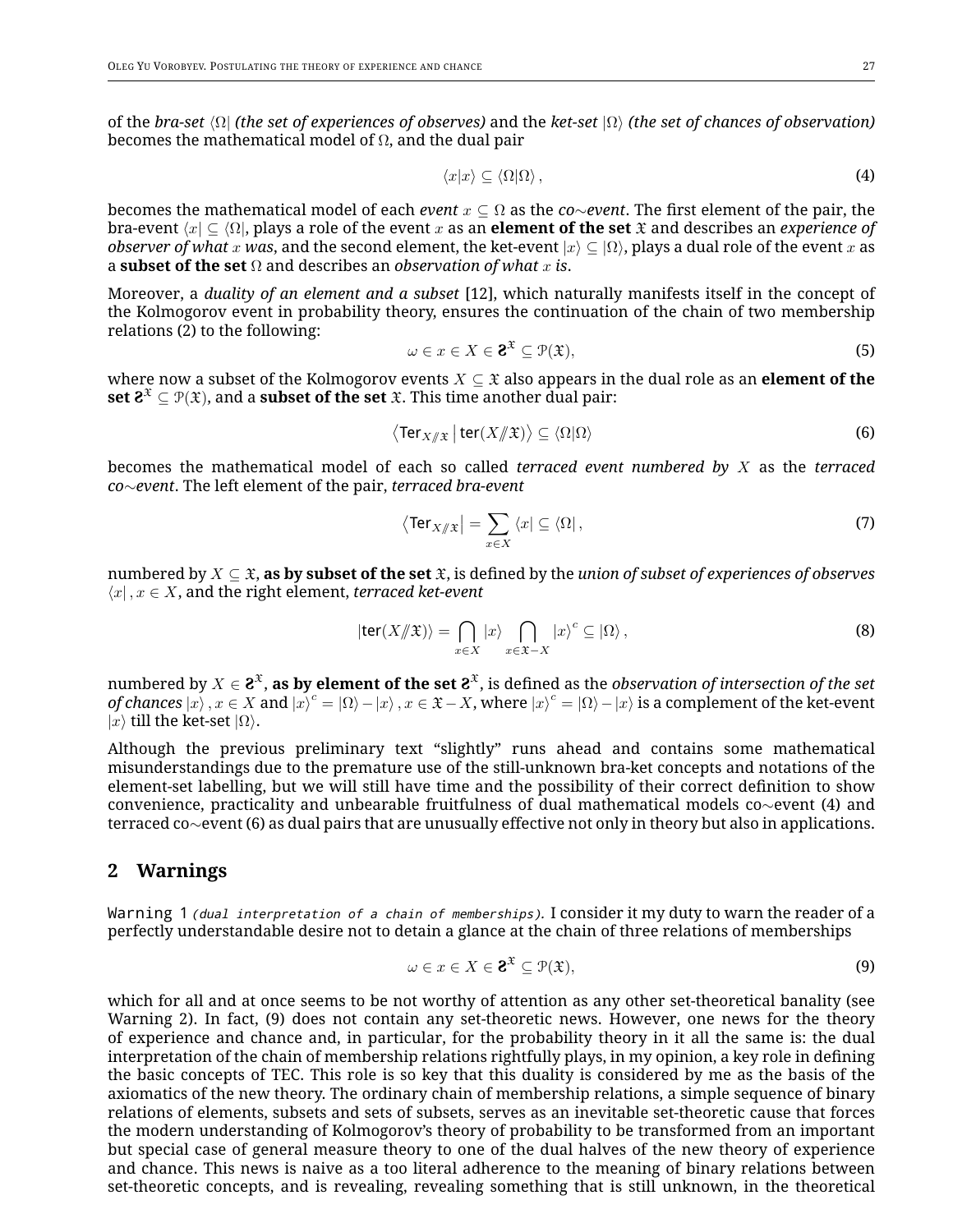of the *bra-set* $\langle\Omega|$ *(the set of experiences of observes)* and the *ket-set* $|\Omega\rangle$ *(the set of chances of observation)* becomes the mathematical model of $\Omega$, and the dual pair

$$\langle x|x\rangle \subseteq \langle\Omega|\Omega\rangle\,, \tag{4}$$

becomes the mathematical model of each *event* $x \subseteq \Omega$ as the *co$\sim$event*. The first element of the pair, the bra-event $\langle x| \subseteq \langle\Omega|$, plays a role of the event $x$ as an **element of the set** $\mathfrak{X}$ and describes an *experience of observer of what $x$ was*, and the second element, the ket-event $|x\rangle \subseteq |\Omega\rangle$, plays a dual role of the event $x$ as a **subset of the set** $\Omega$ and describes an *observation of what $x$ is*.

Moreover, a *duality of an element and a subset* [12], which naturally manifests itself in the concept of the Kolmogorov event in probability theory, ensures the continuation of the chain of two membership relations (2) to the following:

$$\omega \in x \in X \in \mathbf{S}^{\mathfrak{X}} \subseteq \mathcal{P}(\mathfrak{X}), \tag{5}$$

where now a subset of the Kolmogorov events $X \subseteq \mathfrak{X}$ also appears in the dual role as an **element of the set** $\mathbf{S}^{\mathfrak{X}} \subseteq \mathcal{P}(\mathfrak{X})$, and a **subset of the set** $\mathfrak{X}$. This time another dual pair:

$$\left\langle \mathsf{Ter}_{X/\!\!/\mathfrak{X}} \,\middle|\, \mathsf{ter}(X/\!\!/\mathfrak{X}) \right\rangle \subseteq \langle\Omega|\Omega\rangle \tag{6}$$

becomes the mathematical model of each so called *terraced event numbered by* $X$ as the *terraced co$\sim$event*. The left element of the pair, *terraced bra-event*

$$\left\langle \mathsf{Ter}_{X/\!\!/\mathfrak{X}} \right| = \sum_{x\in X} \langle x| \subseteq \langle\Omega|\,, \tag{7}$$

numbered by $X \subseteq \mathfrak{X}$, **as by subset of the set** $\mathfrak{X}$, is defined by the *union of subset of experiences of observes* $\langle x|\,, x \in X$, and the right element, *terraced ket-event*

$$|\mathsf{ter}(X/\!\!/\mathfrak{X})\rangle = \bigcap_{x\in X} |x\rangle \bigcap_{x\in \mathfrak{X}-X} |x\rangle^c \subseteq |\Omega\rangle\,, \tag{8}$$

numbered by $X \in \mathbf{S}^{\mathfrak{X}}$, **as by element of the set** $\mathbf{S}^{\mathfrak{X}}$, is defined as the *observation of intersection of the set of chances* $|x\rangle\,, x \in X$ and $|x\rangle^c = |\Omega\rangle - |x\rangle\,, x \in \mathfrak{X} - X$, where $|x\rangle^c = |\Omega\rangle - |x\rangle$ is a complement of the ket-event $|x\rangle$ till the ket-set $|\Omega\rangle$.

Although the previous preliminary text "slightly" runs ahead and contains some mathematical misunderstandings due to the premature use of the still-unknown bra-ket concepts and notations of the element-set labelling, but we will still have time and the possibility of their correct definition to show convenience, practicality and unbearable fruitfulness of dual mathematical models co$\sim$event (4) and terraced co$\sim$event (6) as dual pairs that are unusually effective not only in theory but also in applications.

## 2 Warnings

`Warning 1` *(`dual interpretation of a chain of memberships`).* I consider it my duty to warn the reader of a perfectly understandable desire not to detain a glance at the chain of three relations of memberships

$$\omega \in x \in X \in \mathbf{S}^{\mathfrak{X}} \subseteq \mathcal{P}(\mathfrak{X}), \tag{9}$$

which for all and at once seems to be not worthy of attention as any other set-theoretical banality (see Warning 2). In fact, (9) does not contain any set-theoretic news. However, one news for the theory of experience and chance and, in particular, for the probability theory in it all the same is: the dual interpretation of the chain of membership relations rightfully plays, in my opinion, a key role in defining the basic concepts of TEC. This role is so key that this duality is considered by me as the basis of the axiomatics of the new theory. The ordinary chain of membership relations, a simple sequence of binary relations of elements, subsets and sets of subsets, serves as an inevitable set-theoretic cause that forces the modern understanding of Kolmogorov's theory of probability to be transformed from an important but special case of general measure theory to one of the dual halves of the new theory of experience and chance. This news is naive as a too literal adherence to the meaning of binary relations between set-theoretic concepts, and is revealing, revealing something that is still unknown, in the theoretical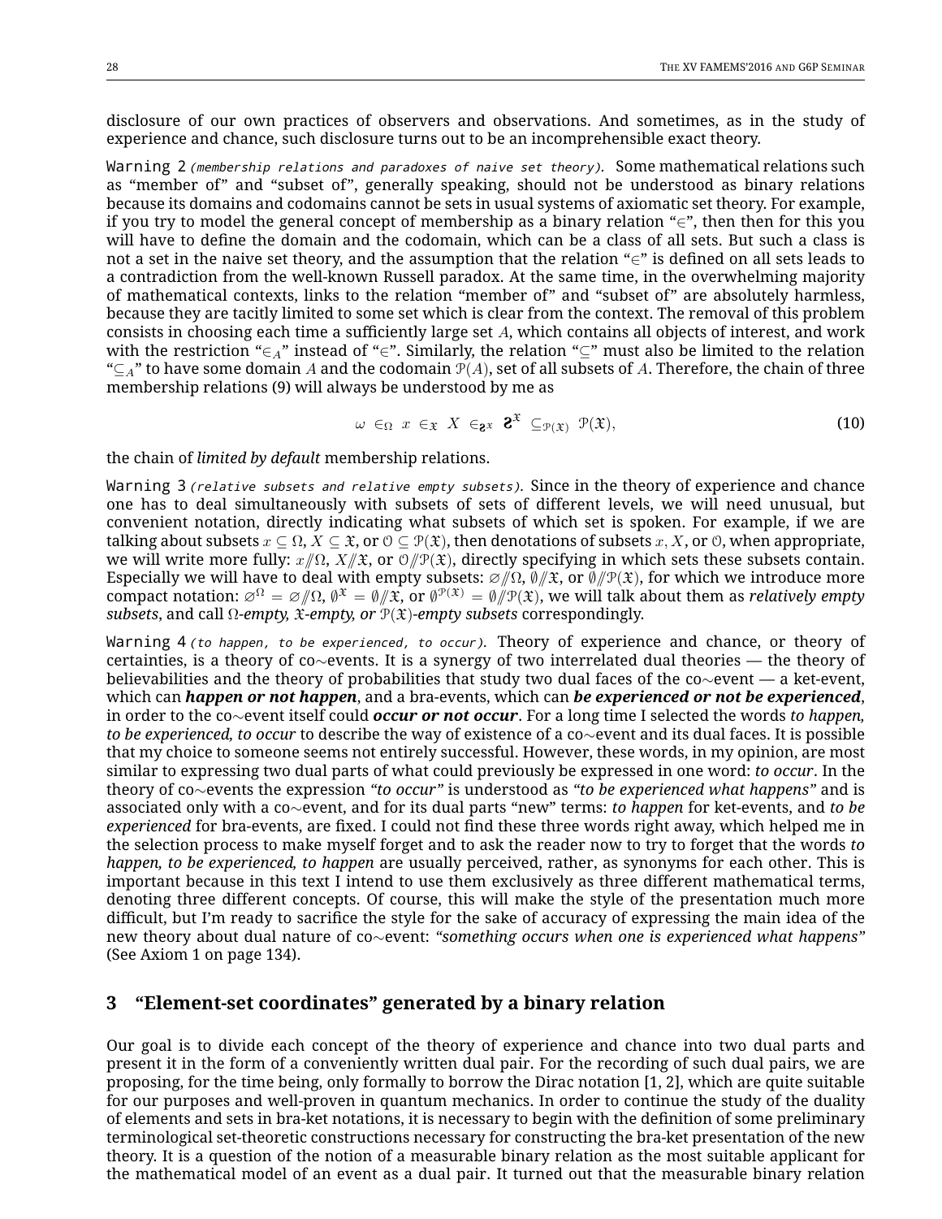disclosure of our own practices of observers and observations. And sometimes, as in the study of experience and chance, such disclosure turns out to be an incomprehensible exact theory.

`Warning 2` *(membership relations and paradoxes of naive set theory).* Some mathematical relations such as "member of" and "subset of", generally speaking, should not be understood as binary relations because its domains and codomains cannot be sets in usual systems of axiomatic set theory. For example, if you try to model the general concept of membership as a binary relation "$\in$", then then for this you will have to define the domain and the codomain, which can be a class of all sets. But such a class is not a set in the naive set theory, and the assumption that the relation "$\in$" is defined on all sets leads to a contradiction from the well-known Russell paradox. At the same time, in the overwhelming majority of mathematical contexts, links to the relation "member of" and "subset of" are absolutely harmless, because they are tacitly limited to some set which is clear from the context. The removal of this problem consists in choosing each time a sufficiently large set $A$, which contains all objects of interest, and work with the restriction "$\in_A$" instead of "$\in$". Similarly, the relation "$\subseteq$" must also be limited to the relation "$\subseteq_A$" to have some domain $A$ and the codomain $\mathcal{P}(A)$, set of all subsets of $A$. Therefore, the chain of three membership relations (9) will always be understood by me as

$$\omega \ \in_\Omega \ x \ \in_{\mathfrak{X}} \ X \ \in_{\mathfrak{S}^{\mathfrak{X}}} \ \mathfrak{S}^{\mathfrak{X}} \ \subseteq_{\mathcal{P}(\mathfrak{X})} \ \mathcal{P}(\mathfrak{X}), \tag{10}$$

the chain of *limited by default* membership relations.

`Warning 3` *(relative subsets and relative empty subsets).* Since in the theory of experience and chance one has to deal simultaneously with subsets of sets of different levels, we will need unusual, but convenient notation, directly indicating what subsets of which set is spoken. For example, if we are talking about subsets $x \subseteq \Omega$, $X \subseteq \mathfrak{X}$, or $\mathcal{O} \subseteq \mathcal{P}(\mathfrak{X})$, then denotations of subsets $x, X$, or $\mathcal{O}$, when appropriate, we will write more fully: $x /\!\!/ \Omega$, $X /\!\!/ \mathfrak{X}$, or $\mathcal{O} /\!\!/ \mathcal{P}(\mathfrak{X})$, directly specifying in which sets these subsets contain. Especially we will have to deal with empty subsets: $\varnothing /\!\!/ \Omega$, $\emptyset /\!\!/ \mathfrak{X}$, or $\emptyset /\!\!/ \mathcal{P}(\mathfrak{X})$, for which we introduce more compact notation: $\varnothing^\Omega = \varnothing /\!\!/ \Omega$, $\emptyset^{\mathfrak{X}} = \emptyset /\!\!/ \mathfrak{X}$, or $\emptyset^{\mathcal{P}(\mathfrak{X})} = \emptyset /\!\!/ \mathcal{P}(\mathfrak{X})$, we will talk about them as *relatively empty subsets*, and call *$\Omega$-empty, $\mathfrak{X}$-empty, or $\mathcal{P}(\mathfrak{X})$-empty subsets* correspondingly.

`Warning 4` *(to happen, to be experienced, to occur).* Theory of experience and chance, or theory of certainties, is a theory of co$\sim$events. It is a synergy of two interrelated dual theories — the theory of believabilities and the theory of probabilities that study two dual faces of the co$\sim$event — a ket-event, which can ***happen or not happen***, and a bra-events, which can ***be experienced or not be experienced***, in order to the co$\sim$event itself could ***occur or not occur***. For a long time I selected the words *to happen, to be experienced, to occur* to describe the way of existence of a co$\sim$event and its dual faces. It is possible that my choice to someone seems not entirely successful. However, these words, in my opinion, are most similar to expressing two dual parts of what could previously be expressed in one word: *to occur*. In the theory of co$\sim$events the expression *"to occur"* is understood as *"to be experienced what happens"* and is associated only with a co$\sim$event, and for its dual parts "new" terms: *to happen* for ket-events, and *to be experienced* for bra-events, are fixed. I could not find these three words right away, which helped me in the selection process to make myself forget and to ask the reader now to try to forget that the words *to happen, to be experienced, to happen* are usually perceived, rather, as synonyms for each other. This is important because in this text I intend to use them exclusively as three different mathematical terms, denoting three different concepts. Of course, this will make the style of the presentation much more difficult, but I'm ready to sacrifice the style for the sake of accuracy of expressing the main idea of the new theory about dual nature of co$\sim$event: *"something occurs when one is experienced what happens"* (See Axiom 1 on page 134).

## 3 "Element-set coordinates" generated by a binary relation

Our goal is to divide each concept of the theory of experience and chance into two dual parts and present it in the form of a conveniently written dual pair. For the recording of such dual pairs, we are proposing, for the time being, only formally to borrow the Dirac notation [1, 2], which are quite suitable for our purposes and well-proven in quantum mechanics. In order to continue the study of the duality of elements and sets in bra-ket notations, it is necessary to begin with the definition of some preliminary terminological set-theoretic constructions necessary for constructing the bra-ket presentation of the new theory. It is a question of the notion of a measurable binary relation as the most suitable applicant for the mathematical model of an event as a dual pair. It turned out that the measurable binary relation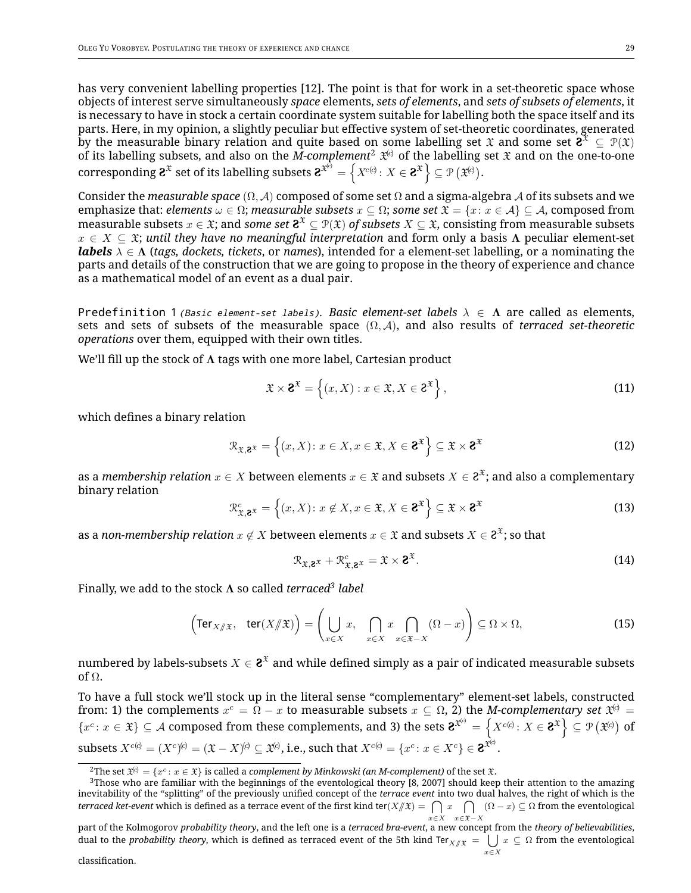has very convenient labelling properties [12]. The point is that for work in a set-theoretic space whose objects of interest serve simultaneously *space* elements, *sets of elements*, and *sets of subsets of elements*, it is necessary to have in stock a certain coordinate system suitable for labelling both the space itself and its parts. Here, in my opinion, a slightly peculiar but effective system of set-theoretic coordinates, generated by the measurable binary relation and quite based on some labelling set $\mathfrak{X}$ and some set $\mathfrak{S}^{\mathfrak{X}} \subseteq \mathcal{P}(\mathfrak{X})$ of its labelling subsets, and also on the *M-complement*[2] $\mathfrak{X}^{(c)}$ of the labelling set $\mathfrak{X}$ and on the one-to-one corresponding $\mathfrak{S}^{\mathfrak{X}}$ set of its labelling subsets $\mathfrak{S}^{\mathfrak{X}^{(c)}} = \left\{X^{c(c)} \colon X \in \mathfrak{S}^{\mathfrak{X}}\right\} \subseteq \mathcal{P}\left(\mathfrak{X}^{(c)}\right)$.

Consider the *measurable space* $(\Omega, \mathcal{A})$ composed of some set $\Omega$ and a sigma-algebra $\mathcal{A}$ of its subsets and we emphasize that: *elements* $\omega \in \Omega$; *measurable subsets* $x \subseteq \Omega$; *some set* $\mathfrak{X} = \{x \colon x \in \mathcal{A}\} \subseteq \mathcal{A}$, composed from measurable subsets $x \in \mathfrak{X}$; and *some set* $\mathfrak{S}^{\mathfrak{X}} \subseteq \mathcal{P}(\mathfrak{X})$ *of subsets* $X \subseteq \mathfrak{X}$, consisting from measurable subsets $x \in X \subseteq \mathfrak{X}$; *until they have no meaningful interpretation* and form only a basis $\boldsymbol{\Lambda}$ peculiar element-set ***labels*** $\lambda \in \boldsymbol{\Lambda}$ (*tags, dockets, tickets*, or *names*), intended for a element-set labelling, or a nominating the parts and details of the construction that we are going to propose in the theory of experience and chance as a mathematical model of an event as a dual pair.

Predefinition 1 *(Basic element-set labels)*. *Basic element-set labels* $\lambda \in \boldsymbol{\Lambda}$ are called as elements, sets and sets of subsets of the measurable space $(\Omega, \mathcal{A})$, and also results of *terraced set-theoretic operations* over them, equipped with their own titles.

We'll fill up the stock of $\boldsymbol{\Lambda}$ tags with one more label, Cartesian product

$$\mathfrak{X} \times \mathfrak{S}^{\mathfrak{X}} = \left\{(x, X) : x \in \mathfrak{X}, X \in \mathfrak{S}^{\mathfrak{X}}\right\}, \tag{11}$$

which defines a binary relation

$$\mathcal{R}_{\mathfrak{X},\mathfrak{S}^{\mathfrak{X}}} = \left\{(x, X) \colon x \in X, x \in \mathfrak{X}, X \in \mathfrak{S}^{\mathfrak{X}}\right\} \subseteq \mathfrak{X} \times \mathfrak{S}^{\mathfrak{X}} \tag{12}$$

as a *membership relation* $x \in X$ between elements $x \in \mathfrak{X}$ and subsets $X \in \mathfrak{S}^{\mathfrak{X}}$; and also a complementary binary relation

$$\mathcal{R}^c_{\mathfrak{X},\mathfrak{S}^{\mathfrak{X}}} = \left\{(x, X) \colon x \notin X, x \in \mathfrak{X}, X \in \mathfrak{S}^{\mathfrak{X}}\right\} \subseteq \mathfrak{X} \times \mathfrak{S}^{\mathfrak{X}} \tag{13}$$

as a *non-membership relation* $x \notin X$ between elements $x \in \mathfrak{X}$ and subsets $X \in \mathfrak{S}^{\mathfrak{X}}$; so that

$$\mathcal{R}_{\mathfrak{X},\mathfrak{S}^{\mathfrak{X}}} + \mathcal{R}^c_{\mathfrak{X},\mathfrak{S}^{\mathfrak{X}}} = \mathfrak{X} \times \mathfrak{S}^{\mathfrak{X}}. \tag{14}$$

Finally, we add to the stock $\boldsymbol{\Lambda}$ so called *terraced*[3] *label*

$$\left(\mathsf{Ter}_{X/\!\!/\mathfrak{X}}, \quad \mathsf{ter}(X/\!\!/\mathfrak{X})\right) = \left(\bigcup_{x \in X} x, \quad \bigcap_{x \in X} x \bigcap_{x \in \mathfrak{X} - X} (\Omega - x)\right) \subseteq \Omega \times \Omega, \tag{15}$$

numbered by labels-subsets $X \in \mathfrak{S}^{\mathfrak{X}}$ and while defined simply as a pair of indicated measurable subsets of $\Omega$.

To have a full stock we'll stock up in the literal sense "complementary" element-set labels, constructed from: 1) the complements $x^c = \Omega - x$ to measurable subsets $x \subseteq \Omega$, 2) the *M-complementary set* $\mathfrak{X}^{(c)} = \{x^c \colon x \in \mathfrak{X}\} \subseteq \mathcal{A}$ composed from these complements, and 3) the sets $\mathfrak{S}^{\mathfrak{X}^{(c)}} = \left\{X^{c(c)} \colon X \in \mathfrak{S}^{\mathfrak{X}}\right\} \subseteq \mathcal{P}\left(\mathfrak{X}^{(c)}\right)$ of subsets $X^{c(c)} = (X^c)^{(c)} = (\mathfrak{X} - X)^{(c)} \subseteq \mathfrak{X}^{(c)}$, i.e., such that $X^{c(c)} = \{x^c \colon x \in X^c\} \in \mathfrak{S}^{\mathfrak{X}^{(c)}}$.

---

[2] The set $\mathfrak{X}^{(c)} = \{x^c \colon x \in \mathfrak{X}\}$ is called a *complement by Minkowski (an M-complement)* of the set $\mathfrak{X}$.

[3] Those who are familiar with the beginnings of the eventological theory [8, 2007] should keep their attention to the amazing inevitability of the "splitting" of the previously unified concept of the *terrace event* into two dual halves, the right of which is the *terraced ket-event* which is defined as a terrace event of the first kind $\mathsf{ter}(X/\!\!/\mathfrak{X}) = \bigcap_{x \in X} x \bigcap_{x \in \mathfrak{X} - X} (\Omega - x) \subseteq \Omega$ from the eventological part of the Kolmogorov *probability theory*, and the left one is a *terraced bra-event*, a new concept from the *theory of believabilities*, dual to the *probability theory*, which is defined as terraced event of the 5th kind $\mathsf{Ter}_{X/\!\!/\mathfrak{X}} = \bigcup_{x \in X} x \subseteq \Omega$ from the eventological classification.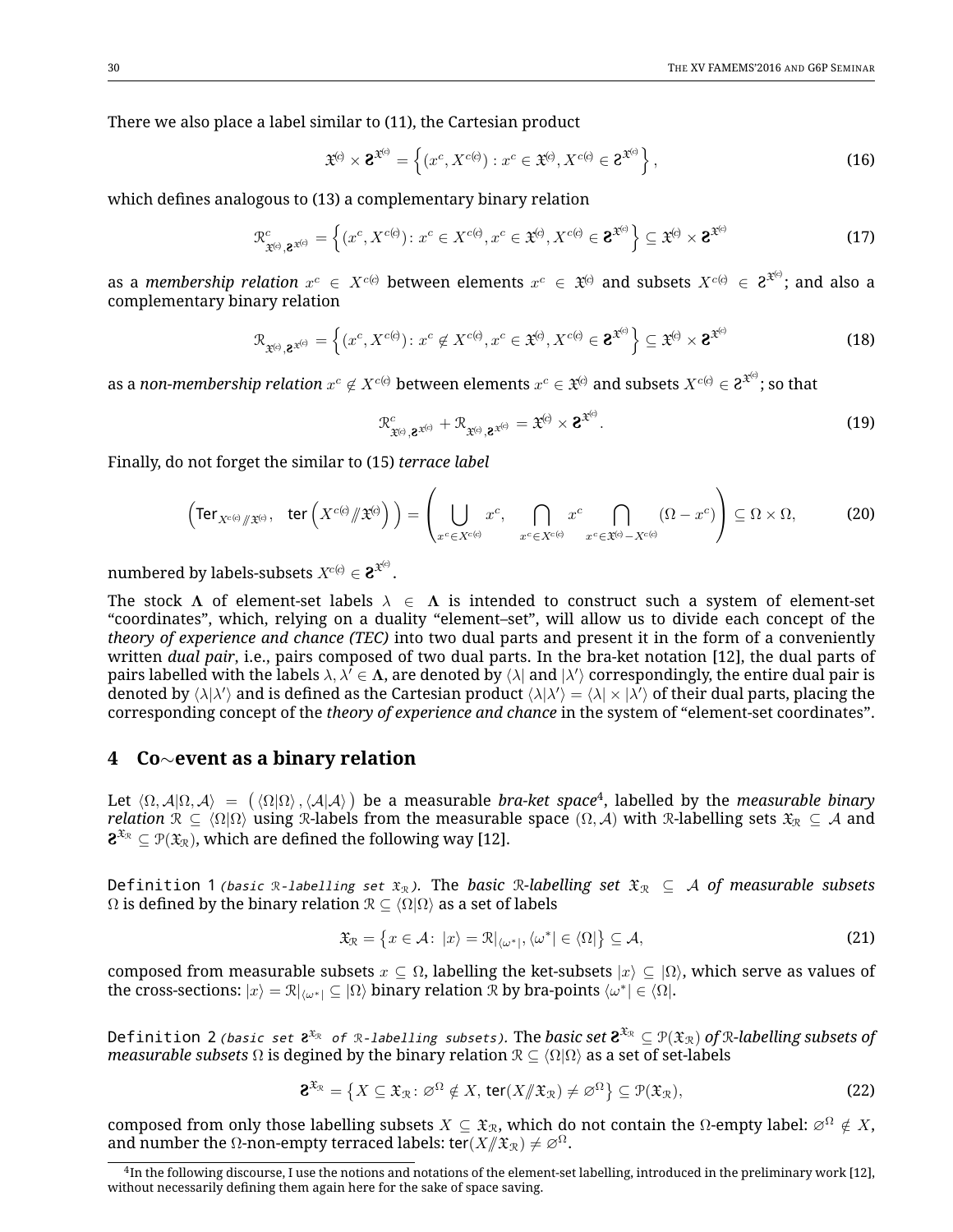There we also place a label similar to (11), the Cartesian product

$$\mathfrak{X}^{(c)} \times \mathbf{\mathcal{Z}}^{\mathfrak{X}^{(c)}} = \left\{ (x^c, X^{c(c)}) : x^c \in \mathfrak{X}^{(c)}, X^{c(c)} \in \mathbf{\mathcal{Z}}^{\mathfrak{X}^{(c)}} \right\}, \tag{16}$$

which defines analogous to (13) a complementary binary relation

$$\mathcal{R}^c_{\mathfrak{X}^{(c)}, \mathbf{\mathcal{Z}}^{\mathfrak{X}^{(c)}}} = \left\{ (x^c, X^{c(c)}) \colon x^c \in X^{c(c)}, x^c \in \mathfrak{X}^{(c)}, X^{c(c)} \in \mathbf{\mathcal{Z}}^{\mathfrak{X}^{(c)}} \right\} \subseteq \mathfrak{X}^{(c)} \times \mathbf{\mathcal{Z}}^{\mathfrak{X}^{(c)}} \tag{17}$$

as a *membership relation* $x^c \in X^{c(c)}$ between elements $x^c \in \mathfrak{X}^{(c)}$ and subsets $X^{c(c)} \in \mathcal{Z}^{\mathfrak{X}^{(c)}}$; and also a complementary binary relation

$$\mathcal{R}_{\mathfrak{X}^{(c)}, \mathbf{\mathcal{Z}}^{\mathfrak{X}^{(c)}}} = \left\{ (x^c, X^{c(c)}) \colon x^c \notin X^{c(c)}, x^c \in \mathfrak{X}^{(c)}, X^{c(c)} \in \mathbf{\mathcal{Z}}^{\mathfrak{X}^{(c)}} \right\} \subseteq \mathfrak{X}^{(c)} \times \mathbf{\mathcal{Z}}^{\mathfrak{X}^{(c)}} \tag{18}$$

as a *non-membership relation* $x^c \notin X^{c(c)}$ between elements $x^c \in \mathfrak{X}^{(c)}$ and subsets $X^{c(c)} \in \mathcal{Z}^{\mathfrak{X}^{(c)}}$; so that

$$\mathcal{R}^c_{\mathfrak{X}^{(c)}, \mathbf{\mathcal{Z}}^{\mathfrak{X}^{(c)}}} + \mathcal{R}_{\mathfrak{X}^{(c)}, \mathbf{\mathcal{Z}}^{\mathfrak{X}^{(c)}}} = \mathfrak{X}^{(c)} \times \mathbf{\mathcal{Z}}^{\mathfrak{X}^{(c)}}. \tag{19}$$

Finally, do not forget the similar to (15) *terrace label*

$$\left( \mathsf{Ter}_{X^{c(c)} /\!\!/ \mathfrak{X}^{(c)}}, \quad \mathsf{ter}\left( X^{c(c)} /\!\!/ \mathfrak{X}^{(c)} \right) \right) = \left( \bigcup_{x^c \in X^{c(c)}} x^c, \quad \bigcap_{x^c \in X^{c(c)}} x^c \bigcap_{x^c \in \mathfrak{X}^{(c)} - X^{c(c)}} (\Omega - x^c) \right) \subseteq \Omega \times \Omega, \tag{20}$$

numbered by labels-subsets $X^{c(c)} \in \mathbf{\mathcal{Z}}^{\mathfrak{X}^{(c)}}$.

The stock $\mathbf{\Lambda}$ of element-set labels $\lambda \in \mathbf{\Lambda}$ is intended to construct such a system of element-set "coordinates", which, relying on a duality "element–set", will allow us to divide each concept of the *theory of experience and chance (TEC)* into two dual parts and present it in the form of a conveniently written *dual pair*, i.e., pairs composed of two dual parts. In the bra-ket notation [12], the dual parts of pairs labelled with the labels $\lambda, \lambda' \in \mathbf{\Lambda}$, are denoted by $\langle\lambda|$ and $|\lambda'\rangle$ correspondingly, the entire dual pair is denoted by $\langle\lambda|\lambda'\rangle$ and is defined as the Cartesian product $\langle\lambda|\lambda'\rangle = \langle\lambda| \times |\lambda'\rangle$ of their dual parts, placing the corresponding concept of the *theory of experience and chance* in the system of "element-set coordinates".

## 4 Co$\sim$event as a binary relation

Let $\langle\Omega, \mathcal{A}|\Omega, \mathcal{A}\rangle = \left( \langle\Omega|\Omega\rangle, \langle\mathcal{A}|\mathcal{A}\rangle \right)$ be a measurable *bra-ket space*[4], labelled by the *measurable binary relation* $\mathcal{R} \subseteq \langle\Omega|\Omega\rangle$ using $\mathcal{R}$-labels from the measurable space $(\Omega, \mathcal{A})$ with $\mathcal{R}$-labelling sets $\mathfrak{X}_\mathcal{R} \subseteq \mathcal{A}$ and $\mathbf{\mathcal{Z}}^{\mathfrak{X}_\mathcal{R}} \subseteq \mathcal{P}(\mathfrak{X}_\mathcal{R})$, which are defined the following way [12].

Definition 1 *(basic $\mathcal{R}$-labelling set $\mathfrak{X}_\mathcal{R}$).* The *basic $\mathcal{R}$-labelling set $\mathfrak{X}_\mathcal{R} \subseteq \mathcal{A}$ of measurable subsets* $\Omega$ is defined by the binary relation $\mathcal{R} \subseteq \langle\Omega|\Omega\rangle$ as a set of labels

$$\mathfrak{X}_\mathcal{R} = \left\{ x \in \mathcal{A} \colon |x\rangle = \mathcal{R}|_{\langle\omega^*|}, \langle\omega^*| \in \langle\Omega| \right\} \subseteq \mathcal{A}, \tag{21}$$

composed from measurable subsets $x \subseteq \Omega$, labelling the ket-subsets $|x\rangle \subseteq |\Omega\rangle$, which serve as values of the cross-sections: $|x\rangle = \mathcal{R}|_{\langle\omega^*|} \subseteq |\Omega\rangle$ binary relation $\mathcal{R}$ by bra-points $\langle\omega^*| \in \langle\Omega|$.

Definition 2 *(basic set $\mathbf{\mathcal{Z}}^{\mathfrak{X}_\mathcal{R}}$ of $\mathcal{R}$-labelling subsets).* The *basic set $\mathbf{\mathcal{Z}}^{\mathfrak{X}_\mathcal{R}} \subseteq \mathcal{P}(\mathfrak{X}_\mathcal{R})$ of $\mathcal{R}$-labelling subsets of measurable subsets* $\Omega$ is degined by the binary relation $\mathcal{R} \subseteq \langle\Omega|\Omega\rangle$ as a set of set-labels

$$\mathbf{\mathcal{Z}}^{\mathfrak{X}_\mathcal{R}} = \left\{ X \subseteq \mathfrak{X}_\mathcal{R} \colon \varnothing^\Omega \notin X, \, \mathsf{ter}(X /\!\!/ \mathfrak{X}_\mathcal{R}) \neq \varnothing^\Omega \right\} \subseteq \mathcal{P}(\mathfrak{X}_\mathcal{R}), \tag{22}$$

composed from only those labelling subsets $X \subseteq \mathfrak{X}_\mathcal{R}$, which do not contain the $\Omega$-empty label: $\varnothing^\Omega \notin X$, and number the $\Omega$-non-empty terraced labels: $\mathsf{ter}(X /\!\!/ \mathfrak{X}_\mathcal{R}) \neq \varnothing^\Omega$.

[4] In the following discourse, I use the notions and notations of the element-set labelling, introduced in the preliminary work [12], without necessarily defining them again here for the sake of space saving.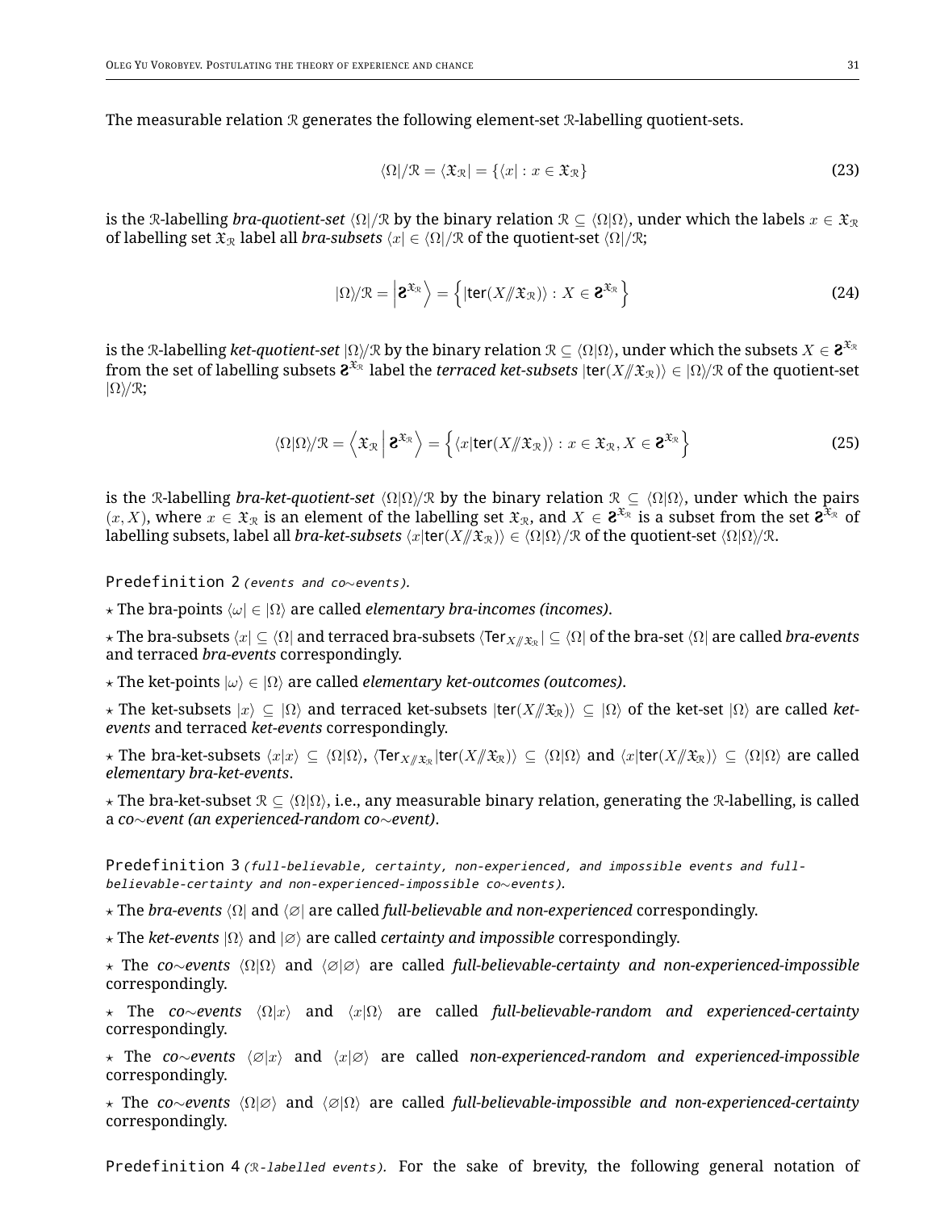The measurable relation $\mathcal{R}$ generates the following element-set $\mathcal{R}$-labelling quotient-sets.

$$\langle\Omega|/\mathcal{R} = \langle\mathfrak{X}_{\mathcal{R}}| = \{\langle x| : x \in \mathfrak{X}_{\mathcal{R}}\} \tag{23}$$

is the $\mathcal{R}$-labelling *bra-quotient-set* $\langle\Omega|/\mathcal{R}$ by the binary relation $\mathcal{R} \subseteq \langle\Omega|\Omega\rangle$, under which the labels $x \in \mathfrak{X}_{\mathcal{R}}$ of labelling set $\mathfrak{X}_{\mathcal{R}}$ label all *bra-subsets* $\langle x| \in \langle\Omega|/\mathcal{R}$ of the quotient-set $\langle\Omega|/\mathcal{R}$;

$$|\Omega\rangle/\mathcal{R} = \left|\mathbf{S}^{\mathfrak{X}_{\mathcal{R}}}\right\rangle = \left\{|\mathsf{ter}(X/\!\!/\mathfrak{X}_{\mathcal{R}})\rangle : X \in \mathbf{S}^{\mathfrak{X}_{\mathcal{R}}}\right\} \tag{24}$$

is the $\mathcal{R}$-labelling *ket-quotient-set* $|\Omega\rangle/\mathcal{R}$ by the binary relation $\mathcal{R} \subseteq \langle\Omega|\Omega\rangle$, under which the subsets $X \in \mathbf{S}^{\mathfrak{X}_{\mathcal{R}}}$ from the set of labelling subsets $\mathbf{S}^{\mathfrak{X}_{\mathcal{R}}}$ label the *terraced ket-subsets* $|\mathsf{ter}(X/\!\!/\mathfrak{X}_{\mathcal{R}})\rangle \in |\Omega\rangle/\mathcal{R}$ of the quotient-set $|\Omega\rangle/\mathcal{R}$;

$$\langle\Omega|\Omega\rangle/\mathcal{R} = \left\langle\mathfrak{X}_{\mathcal{R}}\middle|\mathbf{S}^{\mathfrak{X}_{\mathcal{R}}}\right\rangle = \left\{\langle x|\mathsf{ter}(X/\!\!/\mathfrak{X}_{\mathcal{R}})\rangle : x \in \mathfrak{X}_{\mathcal{R}}, X \in \mathbf{S}^{\mathfrak{X}_{\mathcal{R}}}\right\} \tag{25}$$

is the $\mathcal{R}$-labelling *bra-ket-quotient-set* $\langle\Omega|\Omega\rangle/\mathcal{R}$ by the binary relation $\mathcal{R} \subseteq \langle\Omega|\Omega\rangle$, under which the pairs $(x, X)$, where $x \in \mathfrak{X}_{\mathcal{R}}$ is an element of the labelling set $\mathfrak{X}_{\mathcal{R}}$, and $X \in \mathbf{S}^{\mathfrak{X}_{\mathcal{R}}}$ is a subset from the set $\mathbf{S}^{\mathfrak{X}_{\mathcal{R}}}$ of labelling subsets, label all *bra-ket-subsets* $\langle x|\mathsf{ter}(X/\!\!/\mathfrak{X}_{\mathcal{R}})\rangle \in \langle\Omega|\Omega\rangle/\mathcal{R}$ of the quotient-set $\langle\Omega|\Omega\rangle/\mathcal{R}$.

`Predefinition 2` *(events and co∼events).*

⋆ The bra-points $\langle\omega| \in |\Omega\rangle$ are called *elementary bra-incomes (incomes)*.

⋆ The bra-subsets $\langle x| \subseteq \langle\Omega|$ and terraced bra-subsets $\langle\mathsf{Ter}_{X/\!\!/\mathfrak{X}_{\mathcal{R}}}| \subseteq \langle\Omega|$ of the bra-set $\langle\Omega|$ are called *bra-events* and terraced *bra-events* correspondingly.

⋆ The ket-points $|\omega\rangle \in |\Omega\rangle$ are called *elementary ket-outcomes (outcomes)*.

⋆ The ket-subsets $|x\rangle \subseteq |\Omega\rangle$ and terraced ket-subsets $|\mathsf{ter}(X/\!\!/\mathfrak{X}_{\mathcal{R}})\rangle \subseteq |\Omega\rangle$ of the ket-set $|\Omega\rangle$ are called *ket-events* and terraced *ket-events* correspondingly.

⋆ The bra-ket-subsets $\langle x|x\rangle \subseteq \langle\Omega|\Omega\rangle$, $\langle\mathsf{Ter}_{X/\!\!/\mathfrak{X}_{\mathcal{R}}}|\mathsf{ter}(X/\!\!/\mathfrak{X}_{\mathcal{R}})\rangle \subseteq \langle\Omega|\Omega\rangle$ and $\langle x|\mathsf{ter}(X/\!\!/\mathfrak{X}_{\mathcal{R}})\rangle \subseteq \langle\Omega|\Omega\rangle$ are called *elementary bra-ket-events*.

⋆ The bra-ket-subset $\mathcal{R} \subseteq \langle\Omega|\Omega\rangle$, i.e., any measurable binary relation, generating the $\mathcal{R}$-labelling, is called a *co∼event (an experienced-random co∼event)*.

`Predefinition 3` *(full-believable, certainty, non-experienced, and impossible events and full-believable-certainty and non-experienced-impossible co∼events).*

⋆ The *bra-events* $\langle\Omega|$ and $\langle\varnothing|$ are called *full-believable and non-experienced* correspondingly.

⋆ The *ket-events* $|\Omega\rangle$ and $|\varnothing\rangle$ are called *certainty and impossible* correspondingly.

⋆ The *co∼events* $\langle\Omega|\Omega\rangle$ and $\langle\varnothing|\varnothing\rangle$ are called *full-believable-certainty and non-experienced-impossible* correspondingly.

⋆ The *co∼events* $\langle\Omega|x\rangle$ and $\langle x|\Omega\rangle$ are called *full-believable-random and experienced-certainty* correspondingly.

⋆ The *co∼events* $\langle\varnothing|x\rangle$ and $\langle x|\varnothing\rangle$ are called *non-experienced-random and experienced-impossible* correspondingly.

⋆ The *co∼events* $\langle\Omega|\varnothing\rangle$ and $\langle\varnothing|\Omega\rangle$ are called *full-believable-impossible and non-experienced-certainty* correspondingly.

`Predefinition 4` *($\mathcal{R}$-labelled events).* For the sake of brevity, the following general notation of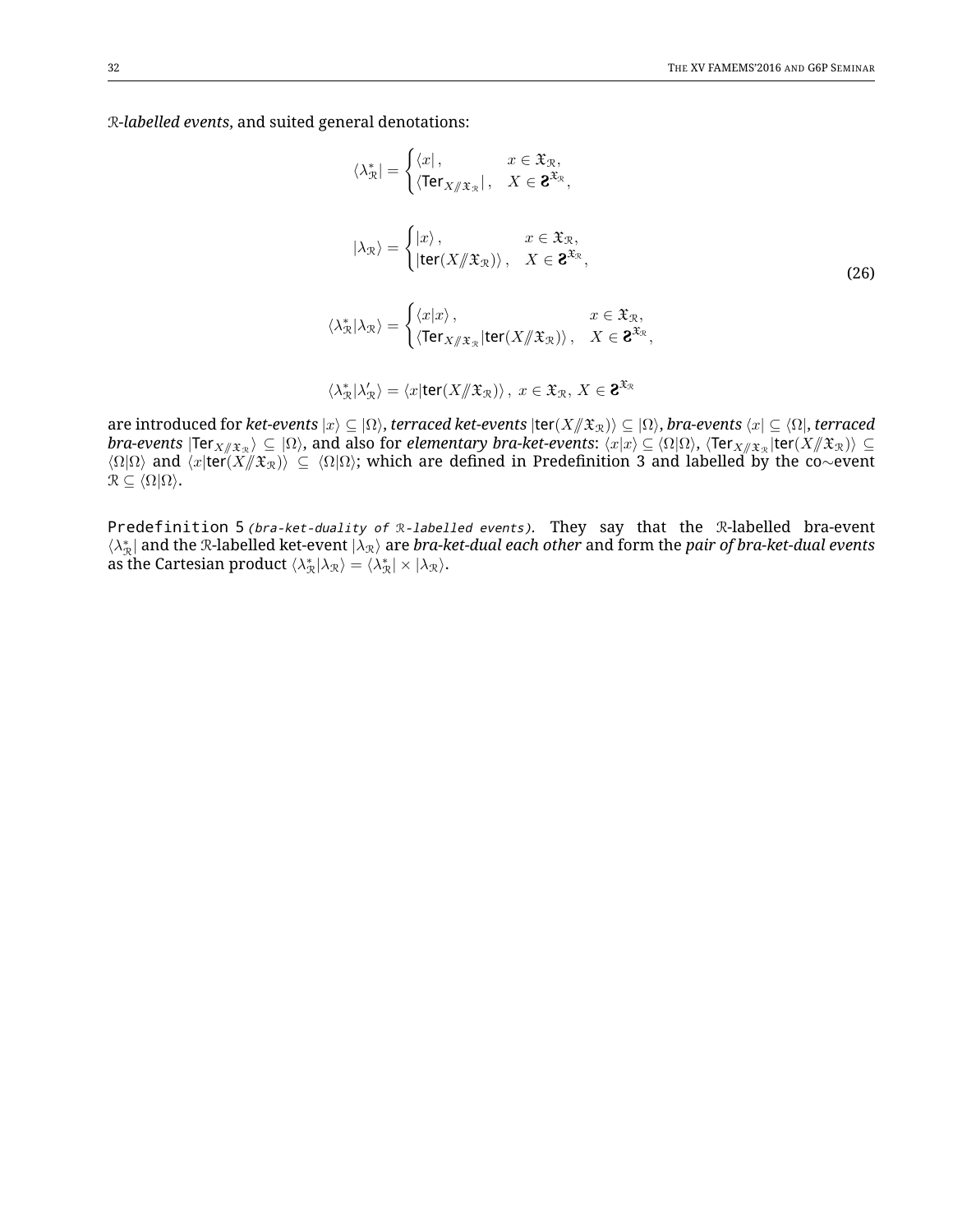$\mathcal{R}$*-labelled events*, and suited general denotations:

$$\langle \lambda^*_{\mathcal{R}}| = \begin{cases} \langle x| \,, & x \in \mathfrak{X}_{\mathcal{R}}, \\ \langle \mathsf{Ter}_{X /\!\!/ \mathfrak{X}_{\mathcal{R}}}| \,, & X \in 2^{\mathfrak{X}_{\mathcal{R}}}, \end{cases}$$

$$|\lambda_{\mathcal{R}}\rangle = \begin{cases} |x\rangle \,, & x \in \mathfrak{X}_{\mathcal{R}}, \\ |\mathsf{ter}(X /\!\!/ \mathfrak{X}_{\mathcal{R}})\rangle \,, & X \in 2^{\mathfrak{X}_{\mathcal{R}}}, \end{cases} \tag{26}$$

$$\langle \lambda^*_{\mathcal{R}}|\lambda_{\mathcal{R}}\rangle = \begin{cases} \langle x|x\rangle \,, & x \in \mathfrak{X}_{\mathcal{R}}, \\ \langle \mathsf{Ter}_{X /\!\!/ \mathfrak{X}_{\mathcal{R}}}|\mathsf{ter}(X /\!\!/ \mathfrak{X}_{\mathcal{R}})\rangle \,, & X \in 2^{\mathfrak{X}_{\mathcal{R}}}, \end{cases}$$

$$\langle \lambda^*_{\mathcal{R}}|\lambda'_{\mathcal{R}}\rangle = \langle x|\mathsf{ter}(X /\!\!/ \mathfrak{X}_{\mathcal{R}})\rangle \,, \; x \in \mathfrak{X}_{\mathcal{R}}, \; X \in 2^{\mathfrak{X}_{\mathcal{R}}}$$

are introduced for ***ket-events*** $|x\rangle \subseteq |\Omega\rangle$, ***terraced ket-events*** $|\mathsf{ter}(X /\!\!/ \mathfrak{X}_{\mathcal{R}})\rangle \subseteq |\Omega\rangle$, ***bra-events*** $\langle x| \subseteq \langle\Omega|$, ***terraced bra-events*** $|\mathsf{Ter}_{X /\!\!/ \mathfrak{X}_{\mathcal{R}}}\rangle \subseteq |\Omega\rangle$, and also for ***elementary bra-ket-events***: $\langle x|x\rangle \subseteq \langle\Omega|\Omega\rangle$, $\langle \mathsf{Ter}_{X /\!\!/ \mathfrak{X}_{\mathcal{R}}}|\mathsf{ter}(X /\!\!/ \mathfrak{X}_{\mathcal{R}})\rangle \subseteq \langle\Omega|\Omega\rangle$ and $\langle x|\mathsf{ter}(X /\!\!/ \mathfrak{X}_{\mathcal{R}})\rangle \subseteq \langle\Omega|\Omega\rangle$; which are defined in Predefinition 3 and labelled by the co$\sim$event $\mathcal{R} \subseteq \langle\Omega|\Omega\rangle$.

`Predefinition 5` *(bra-ket-duality of* $\mathcal{R}$*-labelled events)*. They say that the $\mathcal{R}$-labelled bra-event $\langle \lambda^*_{\mathcal{R}}|$ and the $\mathcal{R}$-labelled ket-event $|\lambda_{\mathcal{R}}\rangle$ are ***bra-ket-dual each other*** and form the ***pair of bra-ket-dual events*** as the Cartesian product $\langle \lambda^*_{\mathcal{R}}|\lambda_{\mathcal{R}}\rangle = \langle \lambda^*_{\mathcal{R}}| \times |\lambda_{\mathcal{R}}\rangle$.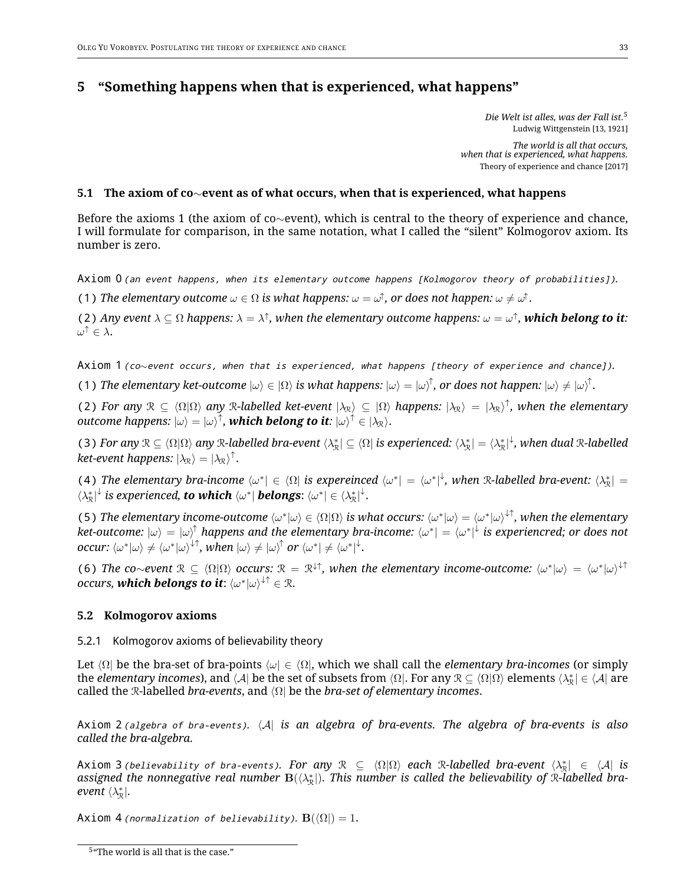## 5 "Something happens when that is experienced, what happens"

*Die Welt ist alles, was der Fall ist.*[5]
Ludwig Wittgenstein [13, 1921]

*The world is all that occurs,*
*when that is experienced, what happens.*
Theory of experience and chance [2017]

### 5.1 The axiom of co$\sim$event as of what occurs, when that is experienced, what happens

Before the axioms 1 (the axiom of co$\sim$event), which is central to the theory of experience and chance, I will formulate for comparison, in the same notation, what I called the "silent" Kolmogorov axiom. Its number is zero.

Axiom 0 *(an event happens, when its elementary outcome happens [Kolmogorov theory of probabilities]).*

(1) *The elementary outcome $\omega \in \Omega$ is what happens: $\omega = \omega^{\uparrow}$, or does not happen: $\omega \neq \omega^{\uparrow}$.*

(2) *Any event $\lambda \subseteq \Omega$ happens: $\lambda = \lambda^{\uparrow}$, when the elementary outcome happens: $\omega = \omega^{\uparrow}$, **which belong to it**: $\omega^{\uparrow} \in \lambda$.*

Axiom 1 *(co$\sim$event occurs, when that is experienced, what happens [theory of experience and chance]).*

(1) *The elementary ket-outcome $|\omega\rangle \in |\Omega\rangle$ is what happens: $|\omega\rangle = |\omega\rangle^{\uparrow}$, or does not happen: $|\omega\rangle \neq |\omega\rangle^{\uparrow}$.*

(2) *For any $\mathcal{R} \subseteq \langle\Omega|\Omega\rangle$ any $\mathcal{R}$-labelled ket-event $|\lambda_{\mathcal{R}}\rangle \subseteq |\Omega\rangle$ happens: $|\lambda_{\mathcal{R}}\rangle = |\lambda_{\mathcal{R}}\rangle^{\uparrow}$, when the elementary outcome happens: $|\omega\rangle = |\omega\rangle^{\uparrow}$, **which belong to it**: $|\omega\rangle^{\uparrow} \in |\lambda_{\mathcal{R}}\rangle$.*

(3) *For any $\mathcal{R} \subseteq \langle\Omega|\Omega\rangle$ any $\mathcal{R}$-labelled bra-event $\langle\lambda^*_{\mathcal{R}}| \subseteq \langle\Omega|$ is experienced: $\langle\lambda^*_{\mathcal{R}}| = \langle\lambda^*_{\mathcal{R}}|^{\downarrow}$, when dual $\mathcal{R}$-labelled ket-event happens: $|\lambda_{\mathcal{R}}\rangle = |\lambda_{\mathcal{R}}\rangle^{\uparrow}$.*

(4) *The elementary bra-income $\langle\omega^*| \in \langle\Omega|$ is expereinced $\langle\omega^*| = \langle\omega^*|^{\downarrow}$, when $\mathcal{R}$-labelled bra-event: $\langle\lambda^*_{\mathcal{R}}| = \langle\lambda^*_{\mathcal{R}}|^{\downarrow}$ is experienced, **to which** $\langle\omega^*|$ **belongs**: $\langle\omega^*| \in \langle\lambda^*_{\mathcal{R}}|^{\downarrow}$.*

(5) *The elementary income-outcome $\langle\omega^*|\omega\rangle \in \langle\Omega|\Omega\rangle$ is what occurs: $\langle\omega^*|\omega\rangle = \langle\omega^*|\omega\rangle^{\downarrow\uparrow}$, when the elementary ket-outcome: $|\omega\rangle = |\omega\rangle^{\uparrow}$ happens and the elementary bra-income: $\langle\omega^*| = \langle\omega^*|^{\downarrow}$ is experiencred; or does not occur: $\langle\omega^*|\omega\rangle \neq \langle\omega^*|\omega\rangle^{\downarrow\uparrow}$, when $|\omega\rangle \neq |\omega\rangle^{\uparrow}$ or $\langle\omega^*| \neq \langle\omega^*|^{\downarrow}$.*

(6) *The co$\sim$event $\mathcal{R} \subseteq \langle\Omega|\Omega\rangle$ occurs: $\mathcal{R} = \mathcal{R}^{\downarrow\uparrow}$, when the elementary income-outcome: $\langle\omega^*|\omega\rangle = \langle\omega^*|\omega\rangle^{\downarrow\uparrow}$ occurs, **which belongs to it**: $\langle\omega^*|\omega\rangle^{\downarrow\uparrow} \in \mathcal{R}$.*

### 5.2 Kolmogorov axioms

#### 5.2.1 Kolmogorov axioms of believability theory

Let $\langle\Omega|$ be the bra-set of bra-points $\langle\omega| \in \langle\Omega|$, which we shall call the *elementary bra-incomes* (or simply the *elementary incomes*), and $\langle\mathcal{A}|$ be the set of subsets from $\langle\Omega|$. For any $\mathcal{R} \subseteq \langle\Omega|\Omega\rangle$ elements $\langle\lambda^*_{\mathcal{R}}| \in \langle\mathcal{A}|$ are called the $\mathcal{R}$-labelled *bra-events*, and $\langle\Omega|$ be the *bra-set of elementary incomes*.

Axiom 2 *(algebra of bra-events). $\langle\mathcal{A}|$ is an algebra of bra-events. The algebra of bra-events is also called the bra-algebra.*

Axiom 3 *(believability of bra-events). For any $\mathcal{R} \subseteq \langle\Omega|\Omega\rangle$ each $\mathcal{R}$-labelled bra-event $\langle\lambda^*_{\mathcal{R}}| \in \langle\mathcal{A}|$ is assigned the nonnegative real number $\mathbf{B}(\langle\lambda^*_{\mathcal{R}}|)$. This number is called the believability of $\mathcal{R}$-labelled bra-event $\langle\lambda^*_{\mathcal{R}}|$.*

Axiom 4 *(normalization of believability). $\mathbf{B}(\langle\Omega|) = 1$.*

[5] "The world is all that is the case."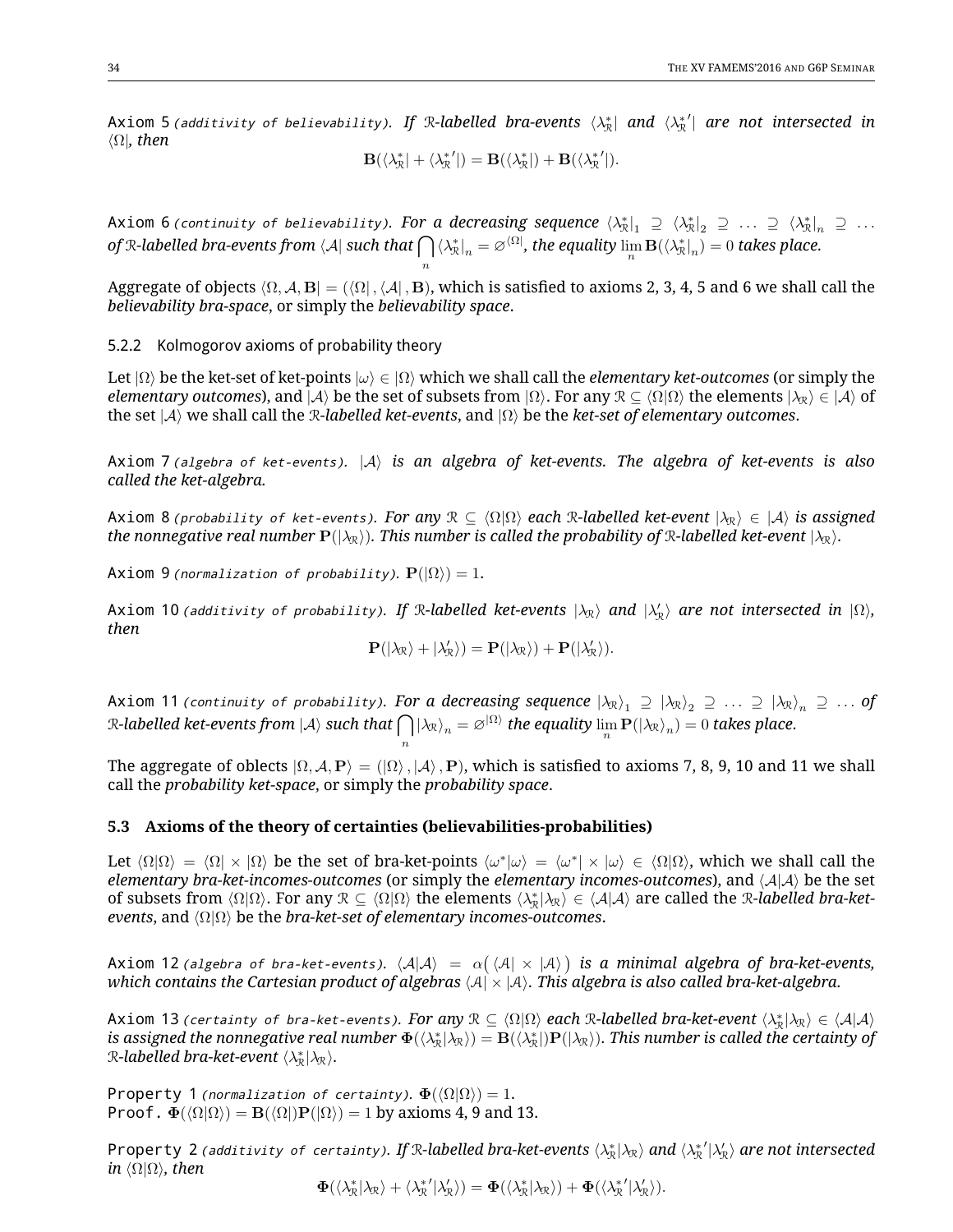Axiom 5 *(additivity of believability). If $\mathcal{R}$-labelled bra-events $\langle\lambda^*_\mathcal{R}|$ and $\langle{\lambda^*_\mathcal{R}}'|$ are not intersected in $\langle\Omega|$, then*

$$\mathbf{B}(\langle\lambda^*_\mathcal{R}| + \langle{\lambda^*_\mathcal{R}}'|) = \mathbf{B}(\langle\lambda^*_\mathcal{R}|) + \mathbf{B}(\langle{\lambda^*_\mathcal{R}}'|).$$

Axiom 6 *(continuity of believability). For a decreasing sequence $\langle\lambda^*_\mathcal{R}|_1 \supseteq \langle\lambda^*_\mathcal{R}|_2 \supseteq \ldots \supseteq \langle\lambda^*_\mathcal{R}|_n \supseteq \ldots$ of $\mathcal{R}$-labelled bra-events from $\langle\mathcal{A}|$ such that $\bigcap_n \langle\lambda^*_\mathcal{R}|_n = \varnothing^{\langle\Omega|}$, the equality $\lim_n \mathbf{B}(\langle\lambda^*_\mathcal{R}|_n) = 0$ takes place.*

Aggregate of objects $\langle\Omega, \mathcal{A}, \mathbf{B}| = (\langle\Omega|, \langle\mathcal{A}|, \mathbf{B})$, which is satisfied to axioms 2, 3, 4, 5 and 6 we shall call the *believability bra-space*, or simply the *believability space*.

### 5.2.2 Kolmogorov axioms of probability theory

Let $|\Omega\rangle$ be the ket-set of ket-points $|\omega\rangle \in |\Omega\rangle$ which we shall call the *elementary ket-outcomes* (or simply the *elementary outcomes*), and $|\mathcal{A}\rangle$ be the set of subsets from $|\Omega\rangle$. For any $\mathcal{R} \subseteq \langle\Omega|\Omega\rangle$ the elements $|\lambda_\mathcal{R}\rangle \in |\mathcal{A}\rangle$ of the set $|\mathcal{A}\rangle$ we shall call the *$\mathcal{R}$-labelled ket-events*, and $|\Omega\rangle$ be the *ket-set of elementary outcomes*.

Axiom 7 *(algebra of ket-events). $|\mathcal{A}\rangle$ is an algebra of ket-events. The algebra of ket-events is also called the ket-algebra.*

Axiom 8 *(probability of ket-events). For any $\mathcal{R} \subseteq \langle\Omega|\Omega\rangle$ each $\mathcal{R}$-labelled ket-event $|\lambda_\mathcal{R}\rangle \in |\mathcal{A}\rangle$ is assigned the nonnegative real number $\mathbf{P}(|\lambda_\mathcal{R}\rangle)$. This number is called the probability of $\mathcal{R}$-labelled ket-event $|\lambda_\mathcal{R}\rangle$.*

Axiom 9 *(normalization of probability).* $\mathbf{P}(|\Omega\rangle) = 1$.

Axiom 10 *(additivity of probability). If $\mathcal{R}$-labelled ket-events $|\lambda_\mathcal{R}\rangle$ and $|\lambda'_\mathcal{R}\rangle$ are not intersected in $|\Omega\rangle$, then*

$$\mathbf{P}(|\lambda_\mathcal{R}\rangle + |\lambda'_\mathcal{R}\rangle) = \mathbf{P}(|\lambda_\mathcal{R}\rangle) + \mathbf{P}(|\lambda'_\mathcal{R}\rangle).$$

Axiom 11 *(continuity of probability). For a decreasing sequence $|\lambda_\mathcal{R}\rangle_1 \supseteq |\lambda_\mathcal{R}\rangle_2 \supseteq \ldots \supseteq |\lambda_\mathcal{R}\rangle_n \supseteq \ldots$ of $\mathcal{R}$-labelled ket-events from $|\mathcal{A}\rangle$ such that $\bigcap_n |\lambda_\mathcal{R}\rangle_n = \varnothing^{|\Omega\rangle}$ the equality $\lim_n \mathbf{P}(|\lambda_\mathcal{R}\rangle_n) = 0$ takes place.*

The aggregate of oblects $|\Omega, \mathcal{A}, \mathbf{P}\rangle = (|\Omega\rangle, |\mathcal{A}\rangle, \mathbf{P})$, which is satisfied to axioms 7, 8, 9, 10 and 11 we shall call the *probability ket-space*, or simply the *probability space*.

## 5.3 Axioms of the theory of certainties (believabilities-probabilities)

Let $\langle\Omega|\Omega\rangle = \langle\Omega| \times |\Omega\rangle$ be the set of bra-ket-points $\langle\omega^*|\omega\rangle = \langle\omega^*| \times |\omega\rangle \in \langle\Omega|\Omega\rangle$, which we shall call the *elementary bra-ket-incomes-outcomes* (or simply the *elementary incomes-outcomes*), and $\langle\mathcal{A}|\mathcal{A}\rangle$ be the set of subsets from $\langle\Omega|\Omega\rangle$. For any $\mathcal{R} \subseteq \langle\Omega|\Omega\rangle$ the elements $\langle\lambda^*_\mathcal{R}|\lambda_\mathcal{R}\rangle \in \langle\mathcal{A}|\mathcal{A}\rangle$ are called the *$\mathcal{R}$-labelled bra-ket-events*, and $\langle\Omega|\Omega\rangle$ be the *bra-ket-set of elementary incomes-outcomes*.

Axiom 12 *(algebra of bra-ket-events). $\langle\mathcal{A}|\mathcal{A}\rangle = \alpha\big(\langle\mathcal{A}| \times |\mathcal{A}\rangle\big)$ is a minimal algebra of bra-ket-events, which contains the Cartesian product of algebras $\langle\mathcal{A}| \times |\mathcal{A}\rangle$. This algebra is also called bra-ket-algebra.*

Axiom 13 *(certainty of bra-ket-events). For any $\mathcal{R} \subseteq \langle\Omega|\Omega\rangle$ each $\mathcal{R}$-labelled bra-ket-event $\langle\lambda^*_\mathcal{R}|\lambda_\mathcal{R}\rangle \in \langle\mathcal{A}|\mathcal{A}\rangle$ is assigned the nonnegative real number $\mathbf{\Phi}(\langle\lambda^*_\mathcal{R}|\lambda_\mathcal{R}\rangle) = \mathbf{B}(\langle\lambda^*_\mathcal{R}|)\mathbf{P}(|\lambda_\mathcal{R}\rangle)$. This number is called the certainty of $\mathcal{R}$-labelled bra-ket-event $\langle\lambda^*_\mathcal{R}|\lambda_\mathcal{R}\rangle$.*

Property 1 *(normalization of certainty).* $\mathbf{\Phi}(\langle\Omega|\Omega\rangle) = 1$.
Proof. $\mathbf{\Phi}(\langle\Omega|\Omega\rangle) = \mathbf{B}(\langle\Omega|)\mathbf{P}(|\Omega\rangle) = 1$ by axioms 4, 9 and 13.

Property 2 *(additivity of certainty). If $\mathcal{R}$-labelled bra-ket-events $\langle\lambda^*_\mathcal{R}|\lambda_\mathcal{R}\rangle$ and $\langle{\lambda^*_\mathcal{R}}'|\lambda'_\mathcal{R}\rangle$ are not intersected in $\langle\Omega|\Omega\rangle$, then*

$$\mathbf{\Phi}(\langle\lambda^*_\mathcal{R}|\lambda_\mathcal{R}\rangle + \langle{\lambda^*_\mathcal{R}}'|\lambda'_\mathcal{R}\rangle) = \mathbf{\Phi}(\langle\lambda^*_\mathcal{R}|\lambda_\mathcal{R}\rangle) + \mathbf{\Phi}(\langle{\lambda^*_\mathcal{R}}'|\lambda'_\mathcal{R}\rangle).$$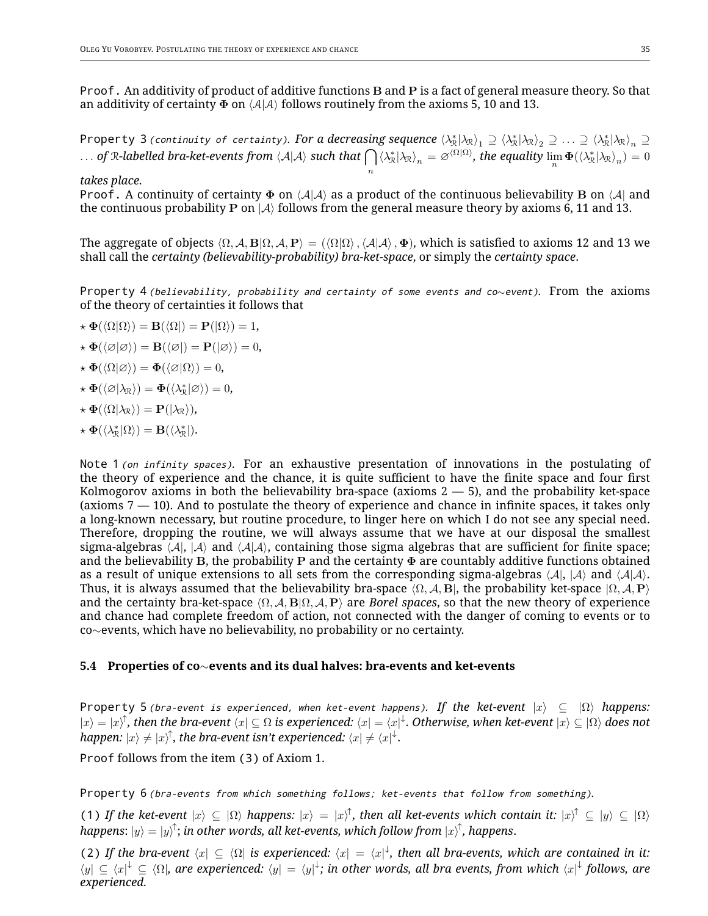`Proof.` An additivity of product of additive functions $\mathbf{B}$ and $\mathbf{P}$ is a fact of general measure theory. So that an additivity of certainty $\mathbf{\Phi}$ on $\langle\mathcal{A}|\mathcal{A}\rangle$ follows routinely from the axioms 5, 10 and 13.

`Property 3` *(continuity of certainty)*. *For a decreasing sequence $\langle\lambda^*_{\mathcal{R}}|\lambda_{\mathcal{R}}\rangle_1 \supseteq \langle\lambda^*_{\mathcal{R}}|\lambda_{\mathcal{R}}\rangle_2 \supseteq \ldots \supseteq \langle\lambda^*_{\mathcal{R}}|\lambda_{\mathcal{R}}\rangle_n \supseteq \ldots$ of $\mathcal{R}$-labelled bra-ket-events from $\langle\mathcal{A}|\mathcal{A}\rangle$ such that $\bigcap\limits_n \langle\lambda^*_{\mathcal{R}}|\lambda_{\mathcal{R}}\rangle_n = \varnothing^{\langle\Omega|\Omega\rangle}$, the equality $\lim\limits_n \mathbf{\Phi}(\langle\lambda^*_{\mathcal{R}}|\lambda_{\mathcal{R}}\rangle_n) = 0$ takes place.*

`Proof.` A continuity of certainty $\mathbf{\Phi}$ on $\langle\mathcal{A}|\mathcal{A}\rangle$ as a product of the continuous believability $\mathbf{B}$ on $\langle\mathcal{A}|$ and the continuous probability $\mathbf{P}$ on $|\mathcal{A}\rangle$ follows from the general measure theory by axioms 6, 11 and 13.

The aggregate of objects $\langle\Omega, \mathcal{A}, \mathbf{B}|\Omega, \mathcal{A}, \mathbf{P}\rangle = (\langle\Omega|\Omega\rangle, \langle\mathcal{A}|\mathcal{A}\rangle, \mathbf{\Phi})$, which is satisfied to axioms 12 and 13 we shall call the *certainty (believability-probability) bra-ket-space*, or simply the *certainty space*.

`Property 4` *(believability, probability and certainty of some events and co∼event)*. From the axioms of the theory of certainties it follows that

- ⋆ $\mathbf{\Phi}(\langle\Omega|\Omega\rangle) = \mathbf{B}(\langle\Omega|) = \mathbf{P}(|\Omega\rangle) = 1$,
- ⋆ $\mathbf{\Phi}(\langle\varnothing|\varnothing\rangle) = \mathbf{B}(\langle\varnothing|) = \mathbf{P}(|\varnothing\rangle) = 0$,
- ⋆ $\mathbf{\Phi}(\langle\Omega|\varnothing\rangle) = \mathbf{\Phi}(\langle\varnothing|\Omega\rangle) = 0$,
- ⋆ $\mathbf{\Phi}(\langle\varnothing|\lambda_{\mathcal{R}}\rangle) = \mathbf{\Phi}(\langle\lambda^*_{\mathcal{R}}|\varnothing\rangle) = 0$,
- ⋆ $\mathbf{\Phi}(\langle\Omega|\lambda_{\mathcal{R}}\rangle) = \mathbf{P}(|\lambda_{\mathcal{R}}\rangle)$,
- ⋆ $\mathbf{\Phi}(\langle\lambda^*_{\mathcal{R}}|\Omega\rangle) = \mathbf{B}(\langle\lambda^*_{\mathcal{R}}|)$.

`Note 1` *(on infinity spaces)*. For an exhaustive presentation of innovations in the postulating of the theory of experience and the chance, it is quite sufficient to have the finite space and four first Kolmogorov axioms in both the believability bra-space (axioms 2 — 5), and the probability ket-space (axioms 7 — 10). And to postulate the theory of experience and chance in infinite spaces, it takes only a long-known necessary, but routine procedure, to linger here on which I do not see any special need. Therefore, dropping the routine, we will always assume that we have at our disposal the smallest sigma-algebras $\langle\mathcal{A}|$, $|\mathcal{A}\rangle$ and $\langle\mathcal{A}|\mathcal{A}\rangle$, containing those sigma algebras that are sufficient for finite space; and the believability $\mathbf{B}$, the probability $\mathbf{P}$ and the certainty $\mathbf{\Phi}$ are countably additive functions obtained as a result of unique extensions to all sets from the corresponding sigma-algebras $\langle\mathcal{A}|$, $|\mathcal{A}\rangle$ and $\langle\mathcal{A}|\mathcal{A}\rangle$. Thus, it is always assumed that the believability bra-space $\langle\Omega, \mathcal{A}, \mathbf{B}|$, the probability ket-space $|\Omega, \mathcal{A}, \mathbf{P}\rangle$ and the certainty bra-ket-space $\langle\Omega, \mathcal{A}, \mathbf{B}|\Omega, \mathcal{A}, \mathbf{P}\rangle$ are *Borel spaces*, so that the new theory of experience and chance had complete freedom of action, not connected with the danger of coming to events or to co∼events, which have no believability, no probability or no certainty.

### 5.4 Properties of co∼events and its dual halves: bra-events and ket-events

`Property 5` *(bra-event is experienced, when ket-event happens)*. *If the ket-event $|x\rangle \subseteq |\Omega\rangle$ happens: $|x\rangle = |x\rangle^{\uparrow}$, then the bra-event $\langle x| \subseteq \Omega$ is experienced: $\langle x| = \langle x|^{\downarrow}$. Otherwise, when ket-event $|x\rangle \subseteq |\Omega\rangle$ does not happen: $|x\rangle \neq |x\rangle^{\uparrow}$, the bra-event isn't experienced: $\langle x| \neq \langle x|^{\downarrow}$.*

`Proof` follows from the item `(3)` of Axiom 1.

`Property 6` *(bra-events from which something follows; ket-events that follow from something)*.

`(1)` *If the ket-event $|x\rangle \subseteq |\Omega\rangle$ happens: $|x\rangle = |x\rangle^{\uparrow}$, then all ket-events which contain it: $|x\rangle^{\uparrow} \subseteq |y\rangle \subseteq |\Omega\rangle$ happens: $|y\rangle = |y\rangle^{\uparrow}$; in other words, all ket-events, which follow from $|x\rangle^{\uparrow}$, happens.*

`(2)` *If the bra-event $\langle x| \subseteq \langle\Omega|$ is experienced: $\langle x| = \langle x|^{\downarrow}$, then all bra-events, which are contained in it: $\langle y| \subseteq \langle x|^{\downarrow} \subseteq \langle\Omega|$, are experienced: $\langle y| = \langle y|^{\downarrow}$; in other words, all bra events, from which $\langle x|^{\downarrow}$ follows, are experienced.*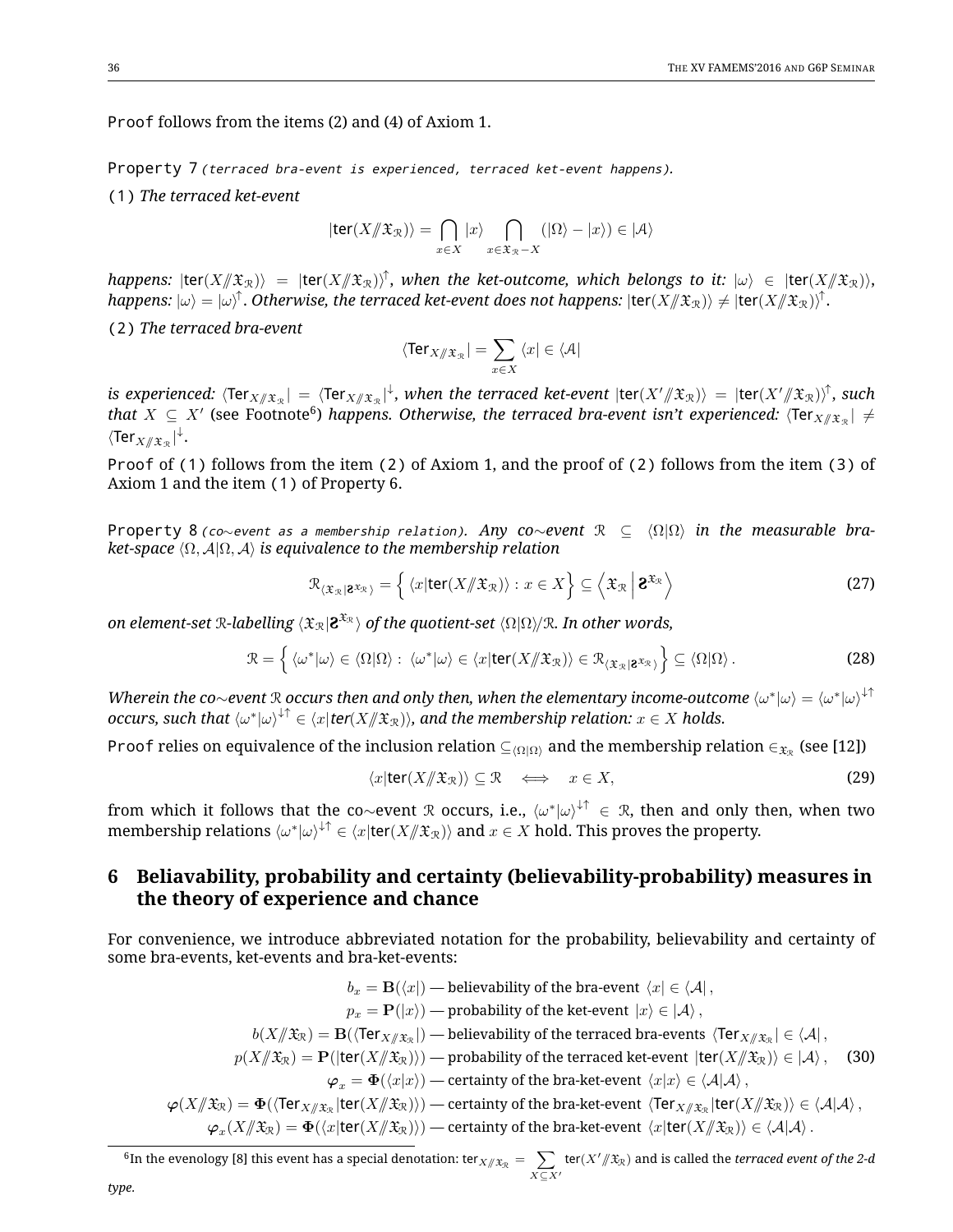`Proof` follows from the items (2) and (4) of Axiom 1.

`Property 7` *(terraced bra-event is experienced, terraced ket-event happens).*

`(1)` *The terraced ket-event*

$$|\mathsf{ter}(X/\!\!/\mathfrak{X}_{\mathcal{R}})\rangle = \bigcap_{x \in X} |x\rangle \bigcap_{x \in \mathfrak{X}_{\mathcal{R}} - X} (|\Omega\rangle - |x\rangle) \in |\mathcal{A}\rangle$$

*happens:* $|\mathsf{ter}(X/\!\!/\mathfrak{X}_{\mathcal{R}})\rangle = |\mathsf{ter}(X/\!\!/\mathfrak{X}_{\mathcal{R}})\rangle^{\uparrow}$*, when the ket-outcome, which belongs to it:* $|\omega\rangle \in |\mathsf{ter}(X/\!\!/\mathfrak{X}_{\mathcal{R}})\rangle$*, happens:* $|\omega\rangle = |\omega\rangle^{\uparrow}$*. Otherwise, the terraced ket-event does not happens:* $|\mathsf{ter}(X/\!\!/\mathfrak{X}_{\mathcal{R}})\rangle \neq |\mathsf{ter}(X/\!\!/\mathfrak{X}_{\mathcal{R}})\rangle^{\uparrow}$*.*

`(2)` *The terraced bra-event*

$$\langle \mathsf{Ter}_{X/\!\!/\mathfrak{X}_{\mathcal{R}}}| = \sum_{x \in X} \langle x| \in \langle \mathcal{A}|$$

*is experienced:* $\langle \mathsf{Ter}_{X/\!\!/\mathfrak{X}_{\mathcal{R}}}| = \langle \mathsf{Ter}_{X/\!\!/\mathfrak{X}_{\mathcal{R}}}|^{\downarrow}$*, when the terraced ket-event* $|\mathsf{ter}(X'/\!\!/\mathfrak{X}_{\mathcal{R}})\rangle = |\mathsf{ter}(X'/\!\!/\mathfrak{X}_{\mathcal{R}})\rangle^{\uparrow}$*, such that* $X \subseteq X'$ (see Footnote[6]) *happens. Otherwise, the terraced bra-event isn't experienced:* $\langle \mathsf{Ter}_{X/\!\!/\mathfrak{X}_{\mathcal{R}}}| \neq \langle \mathsf{Ter}_{X/\!\!/\mathfrak{X}_{\mathcal{R}}}|^{\downarrow}$.

`Proof` of `(1)` follows from the item `(2)` of Axiom 1, and the proof of `(2)` follows from the item `(3)` of Axiom 1 and the item `(1)` of Property 6.

`Property 8` *(co∼event as a membership relation). Any co∼event* $\mathcal{R} \subseteq \langle \Omega|\Omega\rangle$ *in the measurable bra-ket-space* $\langle \Omega, \mathcal{A}|\Omega, \mathcal{A}\rangle$ *is equivalence to the membership relation*

$$\mathcal{R}_{\langle \mathfrak{X}_{\mathcal{R}}|\mathfrak{S}^{\mathfrak{X}_{\mathcal{R}}}\rangle} = \Big\{ \langle x|\mathsf{ter}(X/\!\!/\mathfrak{X}_{\mathcal{R}})\rangle : x \in X \Big\} \subseteq \Big\langle \mathfrak{X}_{\mathcal{R}} \Big| \mathfrak{S}^{\mathfrak{X}_{\mathcal{R}}} \Big\rangle \tag{27}$$

*on element-set* $\mathcal{R}$*-labelling* $\langle \mathfrak{X}_{\mathcal{R}}|\mathfrak{S}^{\mathfrak{X}_{\mathcal{R}}}\rangle$ *of the quotient-set* $\langle \Omega|\Omega\rangle/\mathcal{R}$*. In other words,*

$$\mathcal{R} = \Big\{ \langle \omega^*|\omega\rangle \in \langle \Omega|\Omega\rangle : \ \langle \omega^*|\omega\rangle \in \langle x|\mathsf{ter}(X/\!\!/\mathfrak{X}_{\mathcal{R}})\rangle \in \mathcal{R}_{\langle \mathfrak{X}_{\mathcal{R}}|\mathfrak{S}^{\mathfrak{X}_{\mathcal{R}}}\rangle} \Big\} \subseteq \langle \Omega|\Omega\rangle \, . \tag{28}$$

*Wherein the co∼event* $\mathcal{R}$ *occurs then and only then, when the elementary income-outcome* $\langle \omega^*|\omega\rangle = \langle \omega^*|\omega\rangle^{\downarrow\uparrow}$ *occurs, such that* $\langle \omega^*|\omega\rangle^{\downarrow\uparrow} \in \langle x|\mathsf{ter}(X/\!\!/\mathfrak{X}_{\mathcal{R}})\rangle$*, and the membership relation:* $x \in X$ *holds.*

`Proof` relies on equivalence of the inclusion relation $\subseteq_{\langle \Omega|\Omega\rangle}$ and the membership relation $\in_{\mathfrak{X}_{\mathcal{R}}}$ (see [12])

$$\langle x|\mathsf{ter}(X/\!\!/\mathfrak{X}_{\mathcal{R}})\rangle \subseteq \mathcal{R} \quad \iff \quad x \in X, \tag{29}$$

from which it follows that the co∼event $\mathcal{R}$ occurs, i.e., $\langle \omega^*|\omega\rangle^{\downarrow\uparrow} \in \mathcal{R}$, then and only then, when two membership relations $\langle \omega^*|\omega\rangle^{\downarrow\uparrow} \in \langle x|\mathsf{ter}(X/\!\!/\mathfrak{X}_{\mathcal{R}})\rangle$ and $x \in X$ hold. This proves the property.

## 6 Beliavability, probability and certainty (believability-probability) measures in the theory of experience and chance

For convenience, we introduce abbreviated notation for the probability, believability and certainty of some bra-events, ket-events and bra-ket-events:

$$\begin{aligned}
b_x &= \mathbf{B}(\langle x|) \text{ — believability of the bra-event } \langle x| \in \langle \mathcal{A}| \, , \\
p_x &= \mathbf{P}(|x\rangle) \text{ — probability of the ket-event } |x\rangle \in |\mathcal{A}\rangle \, , \\
b(X/\!\!/\mathfrak{X}_{\mathcal{R}}) &= \mathbf{B}(\langle \mathsf{Ter}_{X/\!\!/\mathfrak{X}_{\mathcal{R}}}|) \text{ — believability of the terraced bra-events } \langle \mathsf{Ter}_{X/\!\!/\mathfrak{X}_{\mathcal{R}}}| \in \langle \mathcal{A}| \, , \\
p(X/\!\!/\mathfrak{X}_{\mathcal{R}}) &= \mathbf{P}(|\mathsf{ter}(X/\!\!/\mathfrak{X}_{\mathcal{R}})\rangle) \text{ — probability of the terraced ket-event } |\mathsf{ter}(X/\!\!/\mathfrak{X}_{\mathcal{R}})\rangle \in |\mathcal{A}\rangle \, , \\
\boldsymbol{\varphi}_x &= \mathbf{\Phi}(\langle x|x\rangle) \text{ — certainty of the bra-ket-event } \langle x|x\rangle \in \langle \mathcal{A}|\mathcal{A}\rangle \, , \\
\boldsymbol{\varphi}(X/\!\!/\mathfrak{X}_{\mathcal{R}}) &= \mathbf{\Phi}(\langle \mathsf{Ter}_{X/\!\!/\mathfrak{X}_{\mathcal{R}}}|\mathsf{ter}(X/\!\!/\mathfrak{X}_{\mathcal{R}})\rangle) \text{ — certainty of the bra-ket-event } \langle \mathsf{Ter}_{X/\!\!/\mathfrak{X}_{\mathcal{R}}}|\mathsf{ter}(X/\!\!/\mathfrak{X}_{\mathcal{R}})\rangle \in \langle \mathcal{A}|\mathcal{A}\rangle \, , \\
\boldsymbol{\varphi}_x(X/\!\!/\mathfrak{X}_{\mathcal{R}}) &= \mathbf{\Phi}(\langle x|\mathsf{ter}(X/\!\!/\mathfrak{X}_{\mathcal{R}})\rangle) \text{ — certainty of the bra-ket-event } \langle x|\mathsf{ter}(X/\!\!/\mathfrak{X}_{\mathcal{R}})\rangle \in \langle \mathcal{A}|\mathcal{A}\rangle \, .
\end{aligned} \tag{30}$$

---

[6] In the evenology [8] this event has a special denotation: $\mathsf{ter}_{X/\!\!/\mathfrak{X}_{\mathcal{R}}} = \sum_{X \subseteq X'} \mathsf{ter}(X'/\!\!/\mathfrak{X}_{\mathcal{R}})$ and is called the *terraced event of the 2-d type*.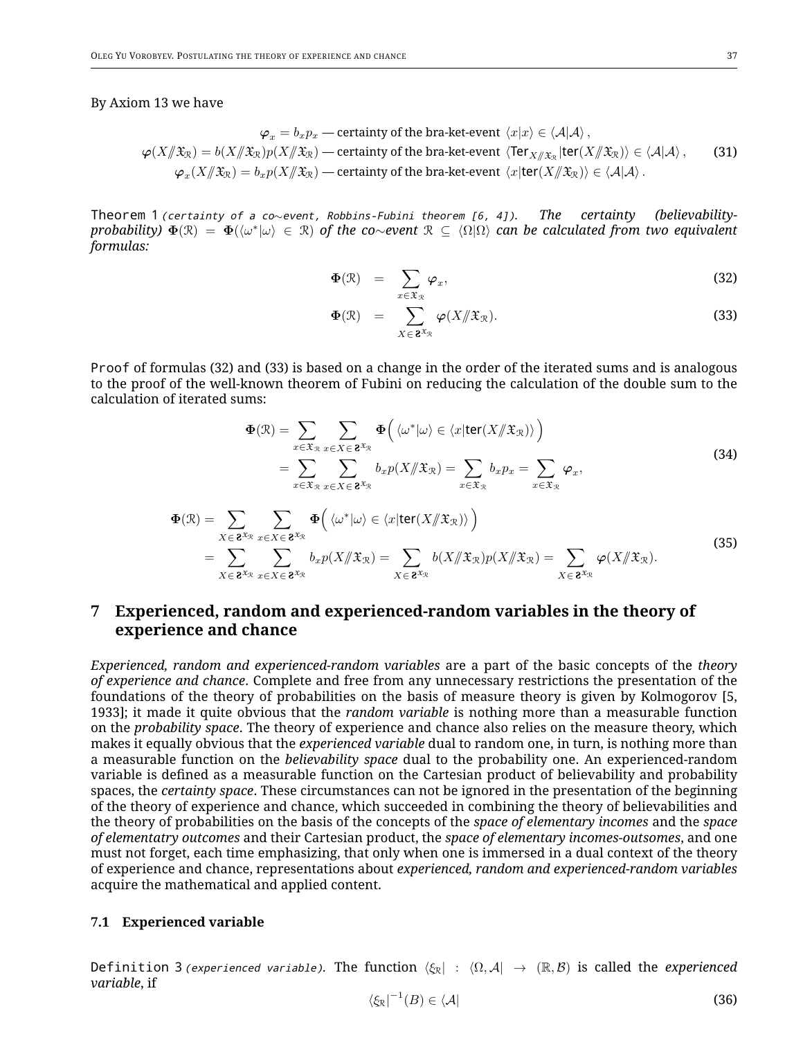By Axiom 13 we have

$$
\begin{aligned}
\varphi_x = b_x p_x &\text{ — certainty of the bra-ket-event } \langle x|x\rangle \in \langle \mathcal{A}|\mathcal{A}\rangle\,, \\
\varphi(X/\!\!/\mathfrak{X}_{\mathcal{R}}) = b(X/\!\!/\mathfrak{X}_{\mathcal{R}})p(X/\!\!/\mathfrak{X}_{\mathcal{R}}) &\text{ — certainty of the bra-ket-event } \langle \mathsf{Ter}_{X/\!\!/\mathfrak{X}_{\mathcal{R}}}|\mathsf{ter}(X/\!\!/\mathfrak{X}_{\mathcal{R}})\rangle \in \langle \mathcal{A}|\mathcal{A}\rangle\,, \\
\varphi_x(X/\!\!/\mathfrak{X}_{\mathcal{R}}) = b_x p(X/\!\!/\mathfrak{X}_{\mathcal{R}}) &\text{ — certainty of the bra-ket-event } \langle x|\mathsf{ter}(X/\!\!/\mathfrak{X}_{\mathcal{R}})\rangle \in \langle \mathcal{A}|\mathcal{A}\rangle\,.
\end{aligned}
\tag{31}
$$

`Theorem 1` *(certainty of a co∼event, Robbins-Fubini theorem [6, 4]). The certainty (believability-probability)* $\mathbf{\Phi}(\mathcal{R}) = \mathbf{\Phi}(\langle\omega^*|\omega\rangle \in \mathcal{R})$ *of the co∼event* $\mathcal{R} \subseteq \langle\Omega|\Omega\rangle$ *can be calculated from two equivalent formulas:*

$$
\mathbf{\Phi}(\mathcal{R}) = \sum_{x \in \mathfrak{X}_{\mathcal{R}}} \varphi_x, \tag{32}
$$

$$
\mathbf{\Phi}(\mathcal{R}) = \sum_{X \in \mathbf{2}^{\mathfrak{X}_{\mathcal{R}}}} \varphi(X/\!\!/\mathfrak{X}_{\mathcal{R}}). \tag{33}
$$

`Proof` of formulas (32) and (33) is based on a change in the order of the iterated sums and is analogous to the proof of the well-known theorem of Fubini on reducing the calculation of the double sum to the calculation of iterated sums:

$$
\begin{aligned}
\mathbf{\Phi}(\mathcal{R}) &= \sum_{x \in \mathfrak{X}_{\mathcal{R}}} \sum_{x \in X \in \mathbf{2}^{\mathfrak{X}_{\mathcal{R}}}} \mathbf{\Phi}\Big(\langle\omega^*|\omega\rangle \in \langle x|\mathsf{ter}(X/\!\!/\mathfrak{X}_{\mathcal{R}})\rangle\Big) \\
&= \sum_{x \in \mathfrak{X}_{\mathcal{R}}} \sum_{x \in X \in \mathbf{2}^{\mathfrak{X}_{\mathcal{R}}}} b_x p(X/\!\!/\mathfrak{X}_{\mathcal{R}}) = \sum_{x \in \mathfrak{X}_{\mathcal{R}}} b_x p_x = \sum_{x \in \mathfrak{X}_{\mathcal{R}}} \varphi_x,
\end{aligned}
\tag{34}
$$

$$
\begin{aligned}
\mathbf{\Phi}(\mathcal{R}) &= \sum_{X \in \mathbf{2}^{\mathfrak{X}_{\mathcal{R}}}} \sum_{x \in X \in \mathbf{2}^{\mathfrak{X}_{\mathcal{R}}}} \mathbf{\Phi}\Big(\langle\omega^*|\omega\rangle \in \langle x|\mathsf{ter}(X/\!\!/\mathfrak{X}_{\mathcal{R}})\rangle\Big) \\
&= \sum_{X \in \mathbf{2}^{\mathfrak{X}_{\mathcal{R}}}} \sum_{x \in X \in \mathbf{2}^{\mathfrak{X}_{\mathcal{R}}}} b_x p(X/\!\!/\mathfrak{X}_{\mathcal{R}}) = \sum_{X \in \mathbf{2}^{\mathfrak{X}_{\mathcal{R}}}} b(X/\!\!/\mathfrak{X}_{\mathcal{R}})p(X/\!\!/\mathfrak{X}_{\mathcal{R}}) = \sum_{X \in \mathbf{2}^{\mathfrak{X}_{\mathcal{R}}}} \varphi(X/\!\!/\mathfrak{X}_{\mathcal{R}}).
\end{aligned}
\tag{35}
$$

## 7 Experienced, random and experienced-random variables in the theory of experience and chance

*Experienced, random and experienced-random variables* are a part of the basic concepts of the *theory of experience and chance*. Complete and free from any unnecessary restrictions the presentation of the foundations of the theory of probabilities on the basis of measure theory is given by Kolmogorov [5, 1933]; it made it quite obvious that the *random variable* is nothing more than a measurable function on the *probability space*. The theory of experience and chance also relies on the measure theory, which makes it equally obvious that the *experienced variable* dual to random one, in turn, is nothing more than a measurable function on the *believability space* dual to the probability one. An experienced-random variable is defined as a measurable function on the Cartesian product of believability and probability spaces, the *certainty space*. These circumstances can not be ignored in the presentation of the beginning of the theory of experience and chance, which succeeded in combining the theory of believabilities and the theory of probabilities on the basis of the concepts of the *space of elementary incomes* and the *space of elementatry outcomes* and their Cartesian product, the *space of elementary incomes-outsomes*, and one must not forget, each time emphasizing, that only when one is immersed in a dual context of the theory of experience and chance, representations about *experienced, random and experienced-random variables* acquire the mathematical and applied content.

### 7.1 Experienced variable

`Definition 3` *(experienced variable)*. The function $\langle\xi_{\mathcal{R}}| : \langle\Omega, \mathcal{A}| \to (\mathbb{R}, \mathcal{B})$ is called the *experienced variable*, if

$$
\langle\xi_{\mathcal{R}}|^{-1}(B) \in \langle\mathcal{A}| \tag{36}
$$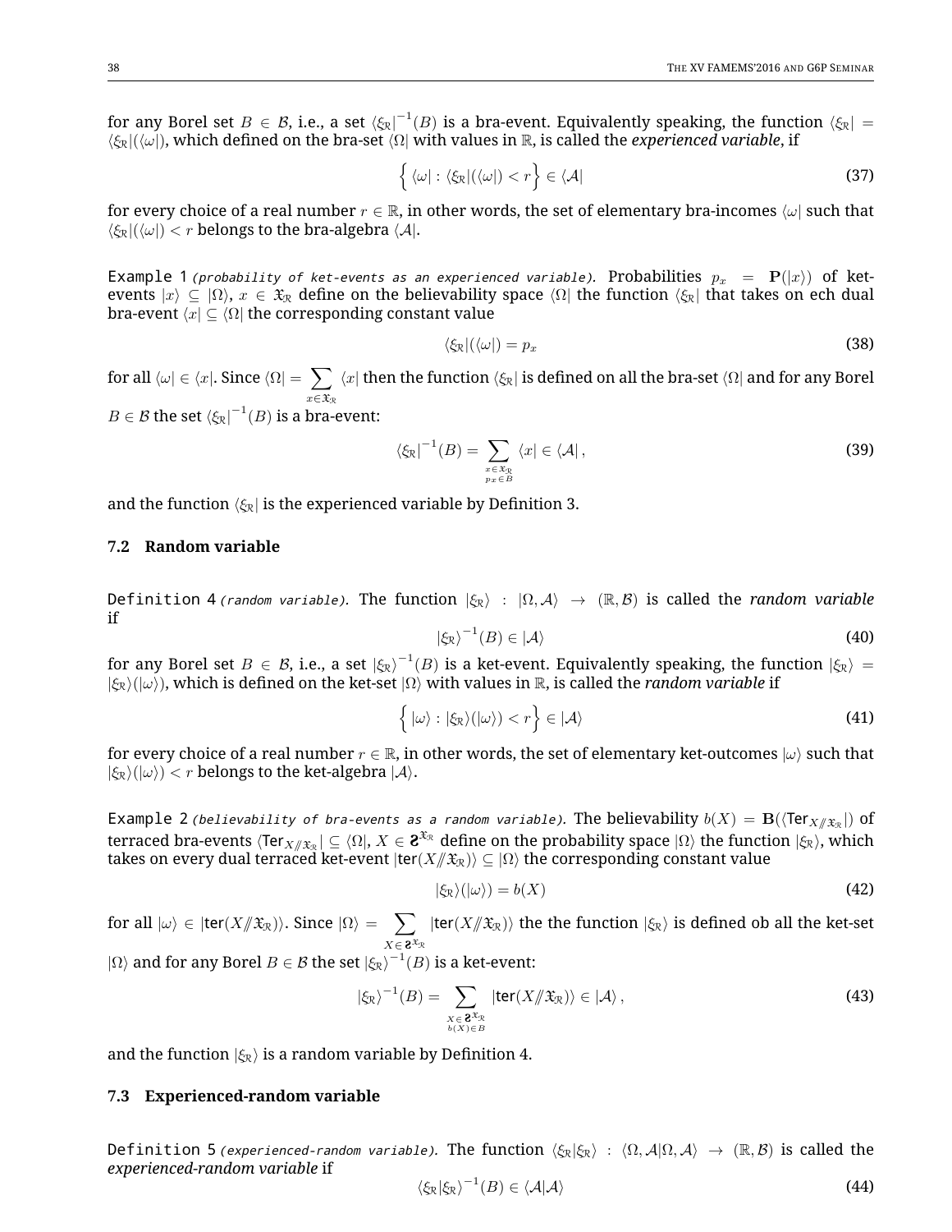for any Borel set $B \in \mathcal{B}$, i.e., a set $\langle \xi_{\mathfrak{R}}|^{-1}(B)$ is a bra-event. Equivalently speaking, the function $\langle \xi_{\mathfrak{R}}| = \langle \xi_{\mathfrak{R}}|(\langle \omega|)$, which defined on the bra-set $\langle \Omega|$ with values in $\mathbb{R}$, is called the *experienced variable*, if

$$\Big\{ \langle \omega| : \langle \xi_{\mathfrak{R}}|(\langle \omega|) < r \Big\} \in \langle \mathcal{A}| \tag{37}$$

for every choice of a real number $r \in \mathbb{R}$, in other words, the set of elementary bra-incomes $\langle \omega|$ such that $\langle \xi_{\mathfrak{R}}|(\langle \omega|) < r$ belongs to the bra-algebra $\langle \mathcal{A}|$.

Example 1 *(probability of ket-events as an experienced variable).* Probabilities $p_x = \mathbf{P}(|x\rangle)$ of ket-events $|x\rangle \subseteq |\Omega\rangle$, $x \in \mathfrak{X}_{\mathfrak{R}}$ define on the believability space $\langle \Omega|$ the function $\langle \xi_{\mathfrak{R}}|$ that takes on ech dual bra-event $\langle x| \subseteq \langle \Omega|$ the corresponding constant value

$$\langle \xi_{\mathfrak{R}}|(\langle \omega|) = p_x \tag{38}$$

for all $\langle \omega| \in \langle x|$. Since $\langle \Omega| = \sum_{x \in \mathfrak{X}_{\mathfrak{R}}} \langle x|$ then the function $\langle \xi_{\mathfrak{R}}|$ is defined on all the bra-set $\langle \Omega|$ and for any Borel $B \in \mathcal{B}$ the set $\langle \xi_{\mathfrak{R}}|^{-1}(B)$ is a bra-event:

$$\langle \xi_{\mathfrak{R}}|^{-1}(B) = \sum_{\substack{x \in \mathfrak{X}_{\mathfrak{R}} \\ p_x \in B}} \langle x| \in \langle \mathcal{A}| \,, \tag{39}$$

and the function $\langle \xi_{\mathfrak{R}}|$ is the experienced variable by Definition 3.

### 7.2 Random variable

Definition 4 *(random variable).* The function $|\xi_{\mathfrak{R}}\rangle : |\Omega, \mathcal{A}\rangle \to (\mathbb{R}, \mathcal{B})$ is called the *random variable* if

$$|\xi_{\mathfrak{R}}\rangle^{-1}(B) \in |\mathcal{A}\rangle \tag{40}$$

for any Borel set $B \in \mathcal{B}$, i.e., a set $|\xi_{\mathfrak{R}}\rangle^{-1}(B)$ is a ket-event. Equivalently speaking, the function $|\xi_{\mathfrak{R}}\rangle = |\xi_{\mathfrak{R}}\rangle(|\omega\rangle)$, which is defined on the ket-set $|\Omega\rangle$ with values in $\mathbb{R}$, is called the *random variable* if

$$\Big\{ |\omega\rangle : |\xi_{\mathfrak{R}}\rangle(|\omega\rangle) < r \Big\} \in |\mathcal{A}\rangle \tag{41}$$

for every choice of a real number $r \in \mathbb{R}$, in other words, the set of elementary ket-outcomes $|\omega\rangle$ such that $|\xi_{\mathfrak{R}}\rangle(|\omega\rangle) < r$ belongs to the ket-algebra $|\mathcal{A}\rangle$.

Example 2 *(believability of bra-events as a random variable).* The believability $b(X) = \mathbf{B}(\langle \mathsf{Ter}_{X /\!\!/ \mathfrak{X}_{\mathfrak{R}}}|)$ of terraced bra-events $\langle \mathsf{Ter}_{X /\!\!/ \mathfrak{X}_{\mathfrak{R}}}| \subseteq \langle \Omega|$, $X \in \mathbf{2}^{\mathfrak{X}_{\mathfrak{R}}}$ define on the probability space $|\Omega\rangle$ the function $|\xi_{\mathfrak{R}}\rangle$, which takes on every dual terraced ket-event $|\mathsf{ter}(X /\!\!/ \mathfrak{X}_{\mathfrak{R}})\rangle \subseteq |\Omega\rangle$ the corresponding constant value

$$|\xi_{\mathfrak{R}}\rangle(|\omega\rangle) = b(X) \tag{42}$$

for all $|\omega\rangle \in |\mathsf{ter}(X /\!\!/ \mathfrak{X}_{\mathfrak{R}})\rangle$. Since $|\Omega\rangle = \sum_{X \in \mathbf{2}^{\mathfrak{X}_{\mathfrak{R}}}} |\mathsf{ter}(X /\!\!/ \mathfrak{X}_{\mathfrak{R}})\rangle$ the the function $|\xi_{\mathfrak{R}}\rangle$ is defined ob all the ket-set $|\Omega\rangle$ and for any Borel $B \in \mathcal{B}$ the set $|\xi_{\mathfrak{R}}\rangle^{-1}(B)$ is a ket-event:

$$|\xi_{\mathfrak{R}}\rangle^{-1}(B) = \sum_{\substack{X \in \mathbf{2}^{\mathfrak{X}_{\mathfrak{R}}} \\ b(X) \in B}} |\mathsf{ter}(X /\!\!/ \mathfrak{X}_{\mathfrak{R}})\rangle \in |\mathcal{A}\rangle \,, \tag{43}$$

and the function $|\xi_{\mathfrak{R}}\rangle$ is a random variable by Definition 4.

### 7.3 Experienced-random variable

Definition 5 *(experienced-random variable).* The function $\langle \xi_{\mathfrak{R}}|\xi_{\mathfrak{R}}\rangle : \langle \Omega, \mathcal{A}|\Omega, \mathcal{A}\rangle \to (\mathbb{R}, \mathcal{B})$ is called the *experienced-random variable* if

$$\langle \xi_{\mathfrak{R}}|\xi_{\mathfrak{R}}\rangle^{-1}(B) \in \langle \mathcal{A}|\mathcal{A}\rangle \tag{44}$$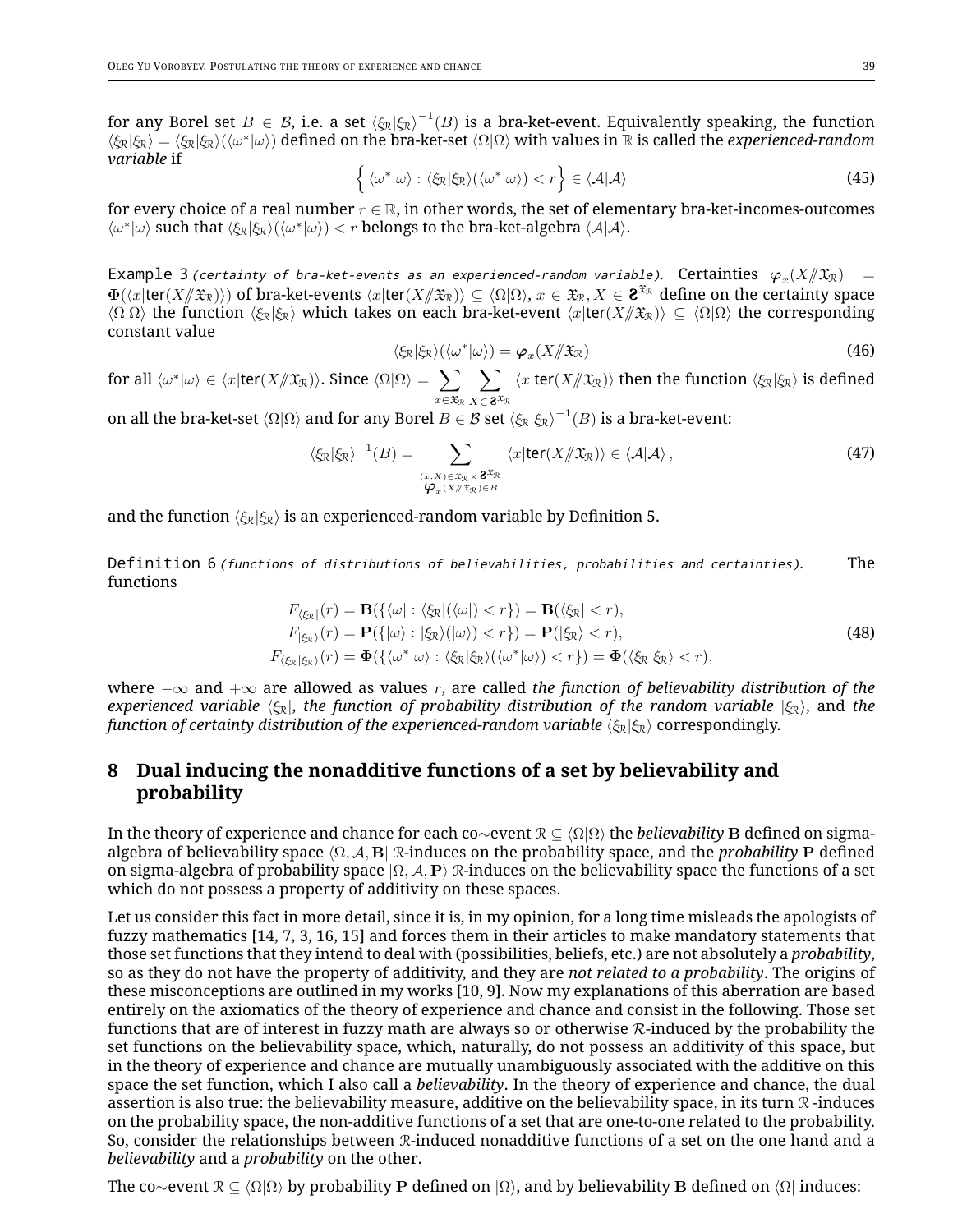for any Borel set $B \in \mathcal{B}$, i.e. a set $\langle\xi_{\mathcal{R}}|\xi_{\mathcal{R}}\rangle^{-1}(B)$ is a bra-ket-event. Equivalently speaking, the function $\langle\xi_{\mathcal{R}}|\xi_{\mathcal{R}}\rangle = \langle\xi_{\mathcal{R}}|\xi_{\mathcal{R}}\rangle(\langle\omega^*|\omega\rangle)$ defined on the bra-ket-set $\langle\Omega|\Omega\rangle$ with values in $\mathbb{R}$ is called the *experienced-random variable* if

$$\Big\{ \langle\omega^*|\omega\rangle : \langle\xi_{\mathcal{R}}|\xi_{\mathcal{R}}\rangle(\langle\omega^*|\omega\rangle) < r \Big\} \in \langle\mathcal{A}|\mathcal{A}\rangle \tag{45}$$

for every choice of a real number $r \in \mathbb{R}$, in other words, the set of elementary bra-ket-incomes-outcomes $\langle\omega^*|\omega\rangle$ such that $\langle\xi_{\mathcal{R}}|\xi_{\mathcal{R}}\rangle(\langle\omega^*|\omega\rangle) < r$ belongs to the bra-ket-algebra $\langle\mathcal{A}|\mathcal{A}\rangle$.

Example 3 *(certainty of bra-ket-events as an experienced-random variable).* Certainties $\boldsymbol{\varphi}_x(X /\!\!/ \mathfrak{X}_{\mathcal{R}}) = \mathbf{\Phi}(\langle x|\mathsf{ter}(X /\!\!/ \mathfrak{X}_{\mathcal{R}})\rangle)$ of bra-ket-events $\langle x|\mathsf{ter}(X /\!\!/ \mathfrak{X}_{\mathcal{R}})\rangle \subseteq \langle\Omega|\Omega\rangle$, $x \in \mathfrak{X}_{\mathcal{R}}$, $X \in \mathbf{\mathcal{Z}}^{\mathfrak{X}_{\mathcal{R}}}$ define on the certainty space $\langle\Omega|\Omega\rangle$ the function $\langle\xi_{\mathcal{R}}|\xi_{\mathcal{R}}\rangle$ which takes on each bra-ket-event $\langle x|\mathsf{ter}(X /\!\!/ \mathfrak{X}_{\mathcal{R}})\rangle \subseteq \langle\Omega|\Omega\rangle$ the corresponding constant value

$$\langle\xi_{\mathcal{R}}|\xi_{\mathcal{R}}\rangle(\langle\omega^*|\omega\rangle) = \boldsymbol{\varphi}_x(X /\!\!/ \mathfrak{X}_{\mathcal{R}}) \tag{46}$$

for all $\langle\omega^*|\omega\rangle \in \langle x|\mathsf{ter}(X /\!\!/ \mathfrak{X}_{\mathcal{R}})\rangle$. Since $\langle\Omega|\Omega\rangle = \sum_{x \in \mathfrak{X}_{\mathcal{R}}} \sum_{X \in \mathbf{\mathcal{Z}}^{\mathfrak{X}_{\mathcal{R}}}} \langle x|\mathsf{ter}(X /\!\!/ \mathfrak{X}_{\mathcal{R}})\rangle$ then the function $\langle\xi_{\mathcal{R}}|\xi_{\mathcal{R}}\rangle$ is defined on all the bra-ket-set $\langle\Omega|\Omega\rangle$ and for any Borel $B \in \mathcal{B}$ set $\langle\xi_{\mathcal{R}}|\xi_{\mathcal{R}}\rangle^{-1}(B)$ is a bra-ket-event:

$$\langle\xi_{\mathcal{R}}|\xi_{\mathcal{R}}\rangle^{-1}(B) = \sum_{\substack{(x,X) \in \mathfrak{X}_{\mathcal{R}} \times \mathbf{\mathcal{Z}}^{\mathfrak{X}_{\mathcal{R}}} \\ \boldsymbol{\varphi}_x(X /\!\!/ \mathfrak{X}_{\mathcal{R}}) \in B}} \langle x|\mathsf{ter}(X /\!\!/ \mathfrak{X}_{\mathcal{R}})\rangle \in \langle\mathcal{A}|\mathcal{A}\rangle, \tag{47}$$

and the function $\langle\xi_{\mathcal{R}}|\xi_{\mathcal{R}}\rangle$ is an experienced-random variable by Definition 5.

Definition 6 *(functions of distributions of believabilities, probabilities and certainties).* The functions

$$\begin{aligned} F_{\langle\xi_{\mathcal{R}}|}(r) &= \mathbf{B}(\{\langle\omega| : \langle\xi_{\mathcal{R}}|(\langle\omega|) < r\}) = \mathbf{B}(\langle\xi_{\mathcal{R}}| < r), \\ F_{|\xi_{\mathcal{R}}\rangle}(r) &= \mathbf{P}(\{|\omega\rangle : |\xi_{\mathcal{R}}\rangle(|\omega\rangle) < r\}) = \mathbf{P}(|\xi_{\mathcal{R}}\rangle < r), \\ F_{\langle\xi_{\mathcal{R}}|\xi_{\mathcal{R}}\rangle}(r) &= \mathbf{\Phi}(\{\langle\omega^*|\omega\rangle : \langle\xi_{\mathcal{R}}|\xi_{\mathcal{R}}\rangle(\langle\omega^*|\omega\rangle) < r\}) = \mathbf{\Phi}(\langle\xi_{\mathcal{R}}|\xi_{\mathcal{R}}\rangle < r), \end{aligned} \tag{48}$$

where $-\infty$ and $+\infty$ are allowed as values $r$, are called *the function of believability distribution of the experienced variable* $\langle\xi_{\mathcal{R}}|$, *the function of probability distribution of the random variable* $|\xi_{\mathcal{R}}\rangle$, and *the function of certainty distribution of the experienced-random variable* $\langle\xi_{\mathcal{R}}|\xi_{\mathcal{R}}\rangle$ correspondingly.

## 8 Dual inducing the nonadditive functions of a set by believability and probability

In the theory of experience and chance for each co$\sim$event $\mathcal{R} \subseteq \langle\Omega|\Omega\rangle$ the *believability* $\mathbf{B}$ defined on sigma-algebra of believability space $\langle\Omega, \mathcal{A}, \mathbf{B}|$ $\mathcal{R}$-induces on the probability space, and the *probability* $\mathbf{P}$ defined on sigma-algebra of probability space $|\Omega, \mathcal{A}, \mathbf{P}\rangle$ $\mathcal{R}$-induces on the believability space the functions of a set which do not possess a property of additivity on these spaces.

Let us consider this fact in more detail, since it is, in my opinion, for a long time misleads the apologists of fuzzy mathematics [14, 7, 3, 16, 15] and forces them in their articles to make mandatory statements that those set functions that they intend to deal with (possibilities, beliefs, etc.) are not absolutely a *probability*, so as they do not have the property of additivity, and they are *not related to a probability*. The origins of these misconceptions are outlined in my works [10, 9]. Now my explanations of this aberration are based entirely on the axiomatics of the theory of experience and chance and consist in the following. Those set functions that are of interest in fuzzy math are always so or otherwise $\mathcal{R}$-induced by the probability the set functions on the believability space, which, naturally, do not possess an additivity of this space, but in the theory of experience and chance are mutually unambiguously associated with the additive on this space the set function, which I also call a *believability*. In the theory of experience and chance, the dual assertion is also true: the believability measure, additive on the believability space, in its turn $\mathcal{R}$-induces on the probability space, the non-additive functions of a set that are one-to-one related to the probability. So, consider the relationships between $\mathcal{R}$-induced nonadditive functions of a set on the one hand and a *believability* and a *probability* on the other.

The co$\sim$event $\mathcal{R} \subseteq \langle\Omega|\Omega\rangle$ by probability $\mathbf{P}$ defined on $|\Omega\rangle$, and by believability $\mathbf{B}$ defined on $\langle\Omega|$ induces: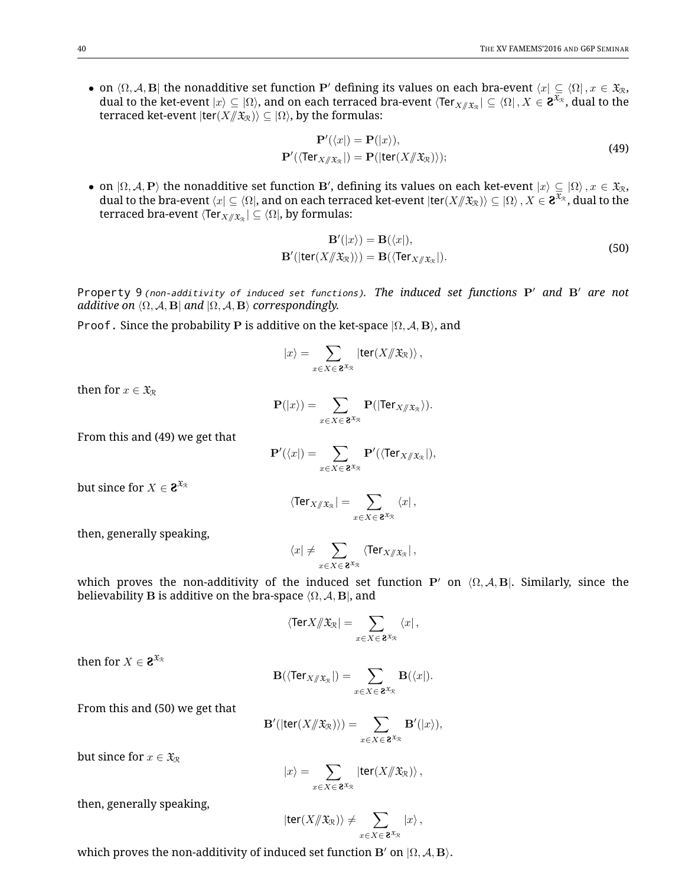- on $\langle\Omega, \mathcal{A}, \mathbf{B}|$ the nonadditive set function $\mathbf{P}'$ defining its values on each bra-event $\langle x| \subseteq \langle\Omega|, x \in \mathfrak{X}_\mathcal{R}$, dual to the ket-event $|x\rangle \subseteq |\Omega\rangle$, and on each terraced bra-event $\langle \mathsf{Ter}_{X/\!\!/\mathfrak{X}_\mathcal{R}}| \subseteq \langle\Omega|, X \in \mathbf{2}^{\mathfrak{X}_\mathcal{R}}$, dual to the terraced ket-event $|\mathsf{ter}(X/\!\!/\mathfrak{X}_\mathcal{R})\rangle \subseteq |\Omega\rangle$, by the formulas:

$$
\begin{aligned}
\mathbf{P}'(\langle x|) &= \mathbf{P}(|x\rangle), \\
\mathbf{P}'(\langle \mathsf{Ter}_{X/\!\!/\mathfrak{X}_\mathcal{R}}|) &= \mathbf{P}(|\mathsf{ter}(X/\!\!/\mathfrak{X}_\mathcal{R})\rangle);
\end{aligned}
\tag{49}
$$

- on $|\Omega, \mathcal{A}, \mathbf{P}\rangle$ the nonadditive set function $\mathbf{B}'$, defining its values on each ket-event $|x\rangle \subseteq |\Omega\rangle, x \in \mathfrak{X}_\mathcal{R}$, dual to the bra-event $\langle x| \subseteq \langle\Omega|$, and on each terraced ket-event $|\mathsf{ter}(X/\!\!/\mathfrak{X}_\mathcal{R})\rangle \subseteq |\Omega\rangle, X \in \mathbf{2}^{\mathfrak{X}_\mathcal{R}}$, dual to the terraced bra-event $\langle \mathsf{Ter}_{X/\!\!/\mathfrak{X}_\mathcal{R}}| \subseteq \langle\Omega|$, by formulas:

$$
\begin{aligned}
\mathbf{B}'(|x\rangle) &= \mathbf{B}(\langle x|), \\
\mathbf{B}'(|\mathsf{ter}(X/\!\!/\mathfrak{X}_\mathcal{R})\rangle) &= \mathbf{B}(\langle \mathsf{Ter}_{X/\!\!/\mathfrak{X}_\mathcal{R}}|).
\end{aligned}
\tag{50}
$$

Property 9 *(non-additivity of induced set functions)*. ***The induced set functions $\mathbf{P}'$ and $\mathbf{B}'$ are not additive on $\langle\Omega, \mathcal{A}, \mathbf{B}|$ and $|\Omega, \mathcal{A}, \mathbf{B}\rangle$ correspondingly.***

Proof. Since the probability $\mathbf{P}$ is additive on the ket-space $|\Omega, \mathcal{A}, \mathbf{B}\rangle$, and

$$
|x\rangle = \sum_{x \in X \in \mathbf{2}^{\mathfrak{X}_\mathcal{R}}} |\mathsf{ter}(X/\!\!/\mathfrak{X}_\mathcal{R})\rangle,
$$

then for $x \in \mathfrak{X}_\mathcal{R}$

$$
\mathbf{P}(|x\rangle) = \sum_{x \in X \in \mathbf{2}^{\mathfrak{X}_\mathcal{R}}} \mathbf{P}(|\mathsf{Ter}_{X/\!\!/\mathfrak{X}_\mathcal{R}}\rangle).
$$

From this and (49) we get that

$$
\mathbf{P}'(\langle x|) = \sum_{x \in X \in \mathbf{2}^{\mathfrak{X}_\mathcal{R}}} \mathbf{P}'(\langle \mathsf{Ter}_{X/\!\!/\mathfrak{X}_\mathcal{R}}|),
$$

but since for $X \in \mathbf{2}^{\mathfrak{X}_\mathcal{R}}$

$$
\langle \mathsf{Ter}_{X/\!\!/\mathfrak{X}_\mathcal{R}}| = \sum_{x \in X \in \mathbf{2}^{\mathfrak{X}_\mathcal{R}}} \langle x|,
$$

then, generally speaking,

$$
\langle x| \neq \sum_{x \in X \in \mathbf{2}^{\mathfrak{X}_\mathcal{R}}} \langle \mathsf{Ter}_{X/\!\!/\mathfrak{X}_\mathcal{R}}|,
$$

which proves the non-additivity of the induced set function $\mathbf{P}'$ on $\langle\Omega, \mathcal{A}, \mathbf{B}|$. Similarly, since the believability $\mathbf{B}$ is additive on the bra-space $\langle\Omega, \mathcal{A}, \mathbf{B}|$, and

$$
\langle \mathsf{Ter} X/\!\!/\mathfrak{X}_\mathcal{R}| = \sum_{x \in X \in \mathbf{2}^{\mathfrak{X}_\mathcal{R}}} \langle x|,
$$

then for $X \in \mathbf{2}^{\mathfrak{X}_\mathcal{R}}$

$$
\mathbf{B}(\langle \mathsf{Ter}_{X/\!\!/\mathfrak{X}_\mathcal{R}}|) = \sum_{x \in X \in \mathbf{2}^{\mathfrak{X}_\mathcal{R}}} \mathbf{B}(\langle x|).
$$

From this and (50) we get that

$$
\mathbf{B}'(|\mathsf{ter}(X/\!\!/\mathfrak{X}_\mathcal{R})\rangle) = \sum_{x \in X \in \mathbf{2}^{\mathfrak{X}_\mathcal{R}}} \mathbf{B}'(|x\rangle),
$$

but since for $x \in \mathfrak{X}_\mathcal{R}$

$$
|x\rangle = \sum_{x \in X \in \mathbf{2}^{\mathfrak{X}_\mathcal{R}}} |\mathsf{ter}(X/\!\!/\mathfrak{X}_\mathcal{R})\rangle,
$$

then, generally speaking,

$$
|\mathsf{ter}(X/\!\!/\mathfrak{X}_\mathcal{R})\rangle \neq \sum_{x \in X \in \mathbf{2}^{\mathfrak{X}_\mathcal{R}}} |x\rangle,
$$

which proves the non-additivity of induced set function $\mathbf{B}'$ on $|\Omega, \mathcal{A}, \mathbf{B}\rangle$.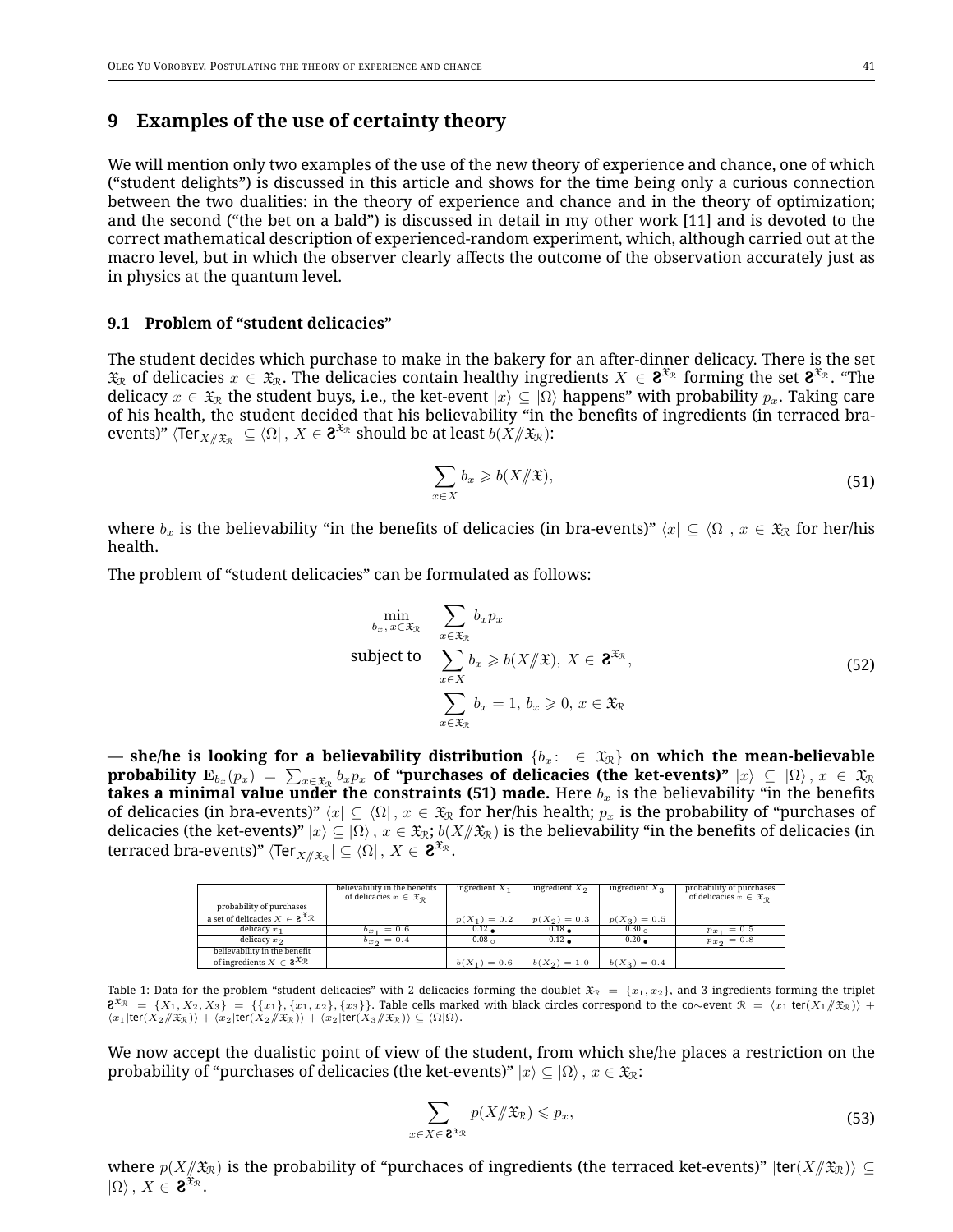## 9 Examples of the use of certainty theory

We will mention only two examples of the use of the new theory of experience and chance, one of which ("student delights") is discussed in this article and shows for the time being only a curious connection between the two dualities: in the theory of experience and chance and in the theory of optimization; and the second ("the bet on a bald") is discussed in detail in my other work [11] and is devoted to the correct mathematical description of experienced-random experiment, which, although carried out at the macro level, but in which the observer clearly affects the outcome of the observation accurately just as in physics at the quantum level.

### 9.1 Problem of "student delicacies"

The student decides which purchase to make in the bakery for an after-dinner delicacy. There is the set $\mathfrak{X}_{\mathcal{R}}$ of delicacies $x \in \mathfrak{X}_{\mathcal{R}}$. The delicacies contain healthy ingredients $X \in \mathbf{Ƨ}^{\mathfrak{X}_{\mathcal{R}}}$ forming the set $\mathbf{Ƨ}^{\mathfrak{X}_{\mathcal{R}}}$. "The delicacy $x \in \mathfrak{X}_{\mathcal{R}}$ the student buys, i.e., the ket-event $|x\rangle \subseteq |\Omega\rangle$ happens" with probability $p_x$. Taking care of his health, the student decided that his believability "in the benefits of ingredients (in terraced bra-events)" $\langle \mathsf{Ter}_{X /\!\!/ \mathfrak{X}_{\mathcal{R}}}| \subseteq \langle \Omega|$, $X \in \mathbf{Ƨ}^{\mathfrak{X}_{\mathcal{R}}}$ should be at least $b(X /\!\!/ \mathfrak{X}_{\mathcal{R}})$:

$$
\sum_{x \in X} b_x \geqslant b(X /\!\!/ \mathfrak{X}), \tag{51}
$$

where $b_x$ is the believability "in the benefits of delicacies (in bra-events)" $\langle x| \subseteq \langle \Omega|$, $x \in \mathfrak{X}_{\mathcal{R}}$ for her/his health.

The problem of "student delicacies" can be formulated as follows:

$$
\begin{aligned}
\min_{b_x,\, x \in \mathfrak{X}_{\mathcal{R}}} \quad & \sum_{x \in \mathfrak{X}_{\mathcal{R}}} b_x p_x \\
\text{subject to} \quad & \sum_{x \in X} b_x \geqslant b(X /\!\!/ \mathfrak{X}),\ X \in \mathbf{Ƨ}^{\mathfrak{X}_{\mathcal{R}}}, \\
& \sum_{x \in \mathfrak{X}_{\mathcal{R}}} b_x = 1,\ b_x \geqslant 0,\ x \in \mathfrak{X}_{\mathcal{R}}
\end{aligned} \tag{52}
$$

**— she/he is looking for a believability distribution $\{b_x : \in \mathfrak{X}_{\mathcal{R}}\}$ on which the mean-believable probability $\mathbf{E}_{b_x}(p_x) = \sum_{x \in \mathfrak{X}_{\mathcal{R}}} b_x p_x$ of "purchases of delicacies (the ket-events)" $|x\rangle \subseteq |\Omega\rangle$, $x \in \mathfrak{X}_{\mathcal{R}}$ takes a minimal value under the constraints (51) made.** Here $b_x$ is the believability "in the benefits of delicacies (in bra-events)" $\langle x| \subseteq \langle \Omega|$, $x \in \mathfrak{X}_{\mathcal{R}}$ for her/his health; $p_x$ is the probability of "purchases of delicacies (the ket-events)" $|x\rangle \subseteq |\Omega\rangle$, $x \in \mathfrak{X}_{\mathcal{R}}$; $b(X /\!\!/ \mathfrak{X}_{\mathcal{R}})$ is the believability "in the benefits of delicacies (in terraced bra-events)" $\langle \mathsf{Ter}_{X /\!\!/ \mathfrak{X}_{\mathcal{R}}}| \subseteq \langle \Omega|$, $X \in \mathbf{Ƨ}^{\mathfrak{X}_{\mathcal{R}}}$.

| | believability in the benefits of delicacies $x \in \mathfrak{X}_{\mathcal{R}}$ | ingredient $X_1$ | ingredient $X_2$ | ingredient $X_3$ | probability of purchases of delicacies $x \in \mathfrak{X}_{\mathcal{R}}$ |
|---|---|---|---|---|---|
| probability of purchases a set of delicacies $X \in \mathbf{Ƨ}^{\mathfrak{X}_{\mathcal{R}}}$ | | $p(X_1) = 0.2$ | $p(X_2) = 0.3$ | $p(X_3) = 0.5$ | |
| delicacy $x_1$ | $b_{x_1} = 0.6$ | 0.12 ● | 0.18 ● | 0.30 ○ | $p_{x_1} = 0.5$ |
| delicacy $x_2$ | $b_{x_2} = 0.4$ | 0.08 ○ | 0.12 ● | 0.20 ● | $p_{x_2} = 0.8$ |
| believability in the benefit of ingredients $X \in \mathbf{Ƨ}^{\mathfrak{X}_{\mathcal{R}}}$ | | $b(X_1) = 0.6$ | $b(X_2) = 1.0$ | $b(X_3) = 0.4$ | |

Table 1: Data for the problem "student delicacies" with 2 delicacies forming the doublet $\mathfrak{X}_{\mathcal{R}} = \{x_1, x_2\}$, and 3 ingredients forming the triplet $\mathbf{Ƨ}^{\mathfrak{X}_{\mathcal{R}}} = \{X_1, X_2, X_3\} = \{\{x_1\}, \{x_1, x_2\}, \{x_3\}\}$. Table cells marked with black circles correspond to the co$\sim$event $\mathcal{R} = \langle x_1|\mathsf{ter}(X_1 /\!\!/ \mathfrak{X}_{\mathcal{R}})\rangle + \langle x_1|\mathsf{ter}(X_2 /\!\!/ \mathfrak{X}_{\mathcal{R}})\rangle + \langle x_2|\mathsf{ter}(X_2 /\!\!/ \mathfrak{X}_{\mathcal{R}})\rangle + \langle x_2|\mathsf{ter}(X_3 /\!\!/ \mathfrak{X}_{\mathcal{R}})\rangle \subseteq \langle \Omega|\Omega\rangle$.

We now accept the dualistic point of view of the student, from which she/he places a restriction on the probability of "purchases of delicacies (the ket-events)" $|x\rangle \subseteq |\Omega\rangle$, $x \in \mathfrak{X}_{\mathcal{R}}$:

$$
\sum_{x \in X \in \mathbf{Ƨ}^{\mathfrak{X}_{\mathcal{R}}}} p(X /\!\!/ \mathfrak{X}_{\mathcal{R}}) \leqslant p_x, \tag{53}
$$

where $p(X /\!\!/ \mathfrak{X}_{\mathcal{R}})$ is the probability of "purchaces of ingredients (the terraced ket-events)" $|\mathsf{ter}(X /\!\!/ \mathfrak{X}_{\mathcal{R}})\rangle \subseteq |\Omega\rangle$, $X \in \mathbf{Ƨ}^{\mathfrak{X}_{\mathcal{R}}}$.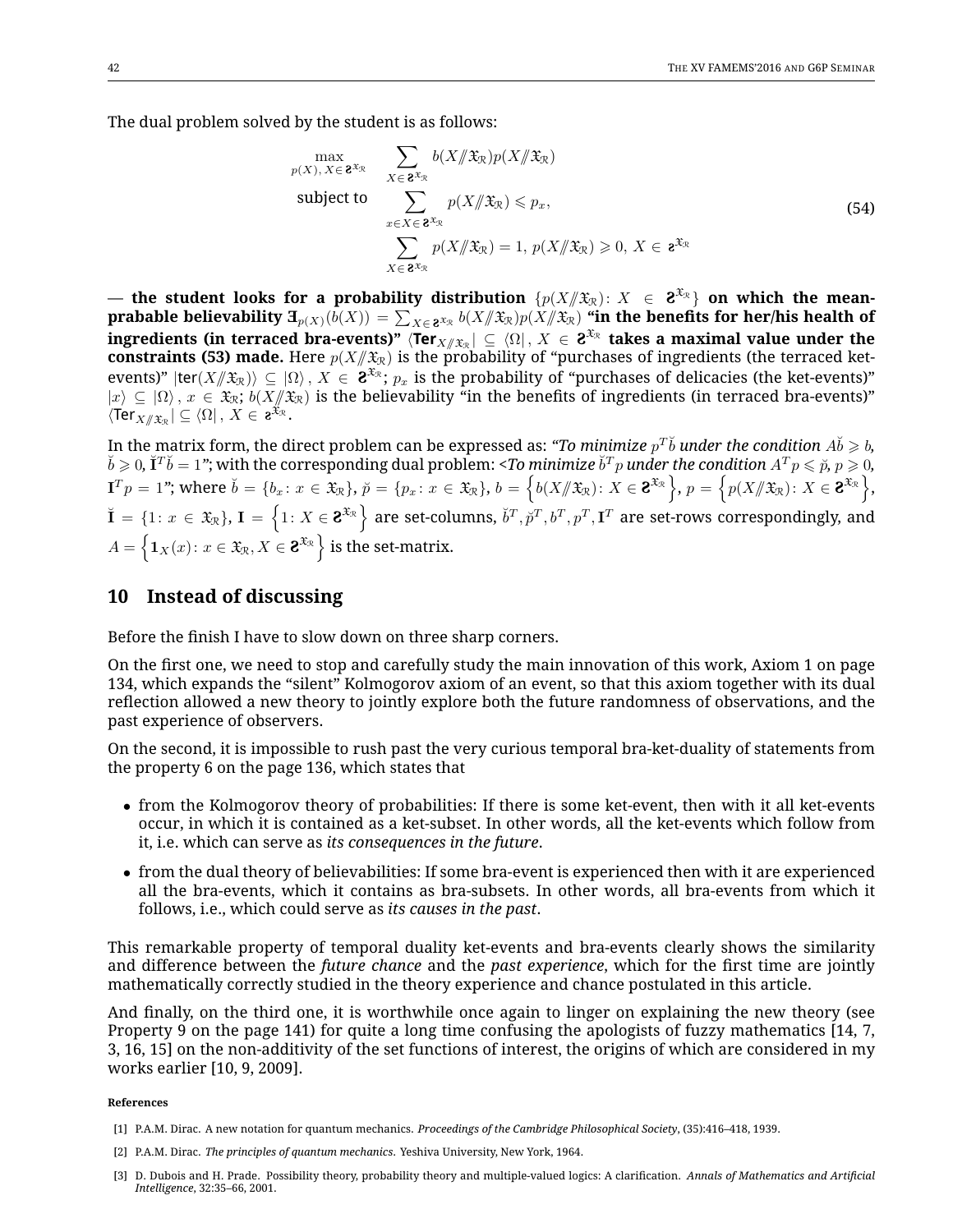The dual problem solved by the student is as follows:

$$
\begin{aligned}
\max_{p(X),\, X \in \mathbf{2}^{\mathfrak{X}_{\mathcal{R}}}} \quad & \sum_{X \in \mathbf{2}^{\mathfrak{X}_{\mathcal{R}}}} b(X /\!\!/ \mathfrak{X}_{\mathcal{R}}) p(X /\!\!/ \mathfrak{X}_{\mathcal{R}}) \\
\text{subject to} \quad & \sum_{x \in X \in \mathbf{2}^{\mathfrak{X}_{\mathcal{R}}}} p(X /\!\!/ \mathfrak{X}_{\mathcal{R}}) \leqslant p_x, \\
& \sum_{X \in \mathbf{2}^{\mathfrak{X}_{\mathcal{R}}}} p(X /\!\!/ \mathfrak{X}_{\mathcal{R}}) = 1,\ p(X /\!\!/ \mathfrak{X}_{\mathcal{R}}) \geqslant 0,\ X \in \mathbf{2}^{\mathfrak{X}_{\mathcal{R}}}
\end{aligned}
\tag{54}
$$

**— the student looks for a probability distribution $\{p(X /\!\!/ \mathfrak{X}_{\mathcal{R}}) \colon X \in \mathbf{2}^{\mathfrak{X}_{\mathcal{R}}}\}$ on which the mean-prabable believability $\mathbf{E}_{p(X)}(b(X)) = \sum_{X \in \mathbf{2}^{\mathfrak{X}_{\mathcal{R}}}} b(X /\!\!/ \mathfrak{X}_{\mathcal{R}}) p(X /\!\!/ \mathfrak{X}_{\mathcal{R}})$ "in the benefits for her/his health of ingredients (in terraced bra-events)" $\langle \mathsf{Ter}_{X /\!\!/ \mathfrak{X}_{\mathcal{R}}} | \subseteq \langle \Omega |,\ X \in \mathbf{2}^{\mathfrak{X}_{\mathcal{R}}}$ takes a maximal value under the constraints (53) made.** Here $p(X /\!\!/ \mathfrak{X}_{\mathcal{R}})$ is the probability of "purchases of ingredients (the terraced ket-events)" $|\mathrm{ter}(X /\!\!/ \mathfrak{X}_{\mathcal{R}})\rangle \subseteq |\Omega\rangle,\ X \in \mathbf{2}^{\mathfrak{X}_{\mathcal{R}}}$; $p_x$ is the probability of "purchases of delicacies (the ket-events)" $|x\rangle \subseteq |\Omega\rangle,\ x \in \mathfrak{X}_{\mathcal{R}}$; $b(X /\!\!/ \mathfrak{X}_{\mathcal{R}})$ is the believability "in the benefits of ingredients (in terraced bra-events)" $\langle \mathsf{Ter}_{X /\!\!/ \mathfrak{X}_{\mathcal{R}}} | \subseteq \langle \Omega |,\ X \in \mathbf{2}^{\mathfrak{X}_{\mathcal{R}}}$.

In the matrix form, the direct problem can be expressed as: *"To minimize $p^T \breve{b}$ under the condition $A \breve{b} \geqslant b$, $\breve{b} \geqslant 0$, $\breve{\mathbf{I}}^T \breve{b} = 1$"*; with the corresponding dual problem: <*To minimize $\breve{b}^T p$ under the condition $A^T p \leqslant \breve{p}$, $p \geqslant 0$, $\mathbf{I}^T p = 1$"*; where $\breve{b} = \{b_x \colon x \in \mathfrak{X}_{\mathcal{R}}\}$, $\breve{p} = \{p_x \colon x \in \mathfrak{X}_{\mathcal{R}}\}$, $b = \left\{b(X /\!\!/ \mathfrak{X}_{\mathcal{R}}) \colon X \in \mathbf{2}^{\mathfrak{X}_{\mathcal{R}}}\right\}$, $p = \left\{p(X /\!\!/ \mathfrak{X}_{\mathcal{R}}) \colon X \in \mathbf{2}^{\mathfrak{X}_{\mathcal{R}}}\right\}$, $\breve{\mathbf{I}} = \{1 \colon x \in \mathfrak{X}_{\mathcal{R}}\}$, $\mathbf{I} = \left\{1 \colon X \in \mathbf{2}^{\mathfrak{X}_{\mathcal{R}}}\right\}$ are set-columns, $\breve{b}^T, \breve{p}^T, b^T, p^T, \mathbf{I}^T$ are set-rows correspondingly, and $A = \left\{\mathbf{1}_X(x) \colon x \in \mathfrak{X}_{\mathcal{R}}, X \in \mathbf{2}^{\mathfrak{X}_{\mathcal{R}}}\right\}$ is the set-matrix.

## 10 Instead of discussing

Before the finish I have to slow down on three sharp corners.

On the first one, we need to stop and carefully study the main innovation of this work, Axiom 1 on page 134, which expands the "silent" Kolmogorov axiom of an event, so that this axiom together with its dual reflection allowed a new theory to jointly explore both the future randomness of observations, and the past experience of observers.

On the second, it is impossible to rush past the very curious temporal bra-ket-duality of statements from the property 6 on the page 136, which states that

- from the Kolmogorov theory of probabilities: If there is some ket-event, then with it all ket-events occur, in which it is contained as a ket-subset. In other words, all the ket-events which follow from it, i.e. which can serve as *its consequences in the future*.
- from the dual theory of believabilities: If some bra-event is experienced then with it are experienced all the bra-events, which it contains as bra-subsets. In other words, all bra-events from which it follows, i.e., which could serve as *its causes in the past*.

This remarkable property of temporal duality ket-events and bra-events clearly shows the similarity and difference between the *future chance* and the *past experience*, which for the first time are jointly mathematically correctly studied in the theory experience and chance postulated in this article.

And finally, on the third one, it is worthwhile once again to linger on explaining the new theory (see Property 9 on the page 141) for quite a long time confusing the apologists of fuzzy mathematics [14, 7, 3, 16, 15] on the non-additivity of the set functions of interest, the origins of which are considered in my works earlier [10, 9, 2009].

**References**

[1] P.A.M. Dirac. A new notation for quantum mechanics. *Proceedings of the Cambridge Philosophical Society*, (35):416–418, 1939.

[2] P.A.M. Dirac. *The principles of quantum mechanics*. Yeshiva University, New York, 1964.

[3] D. Dubois and H. Prade. Possibility theory, probability theory and multiple-valued logics: A clarification. *Annals of Mathematics and Artificial Intelligence*, 32:35–66, 2001.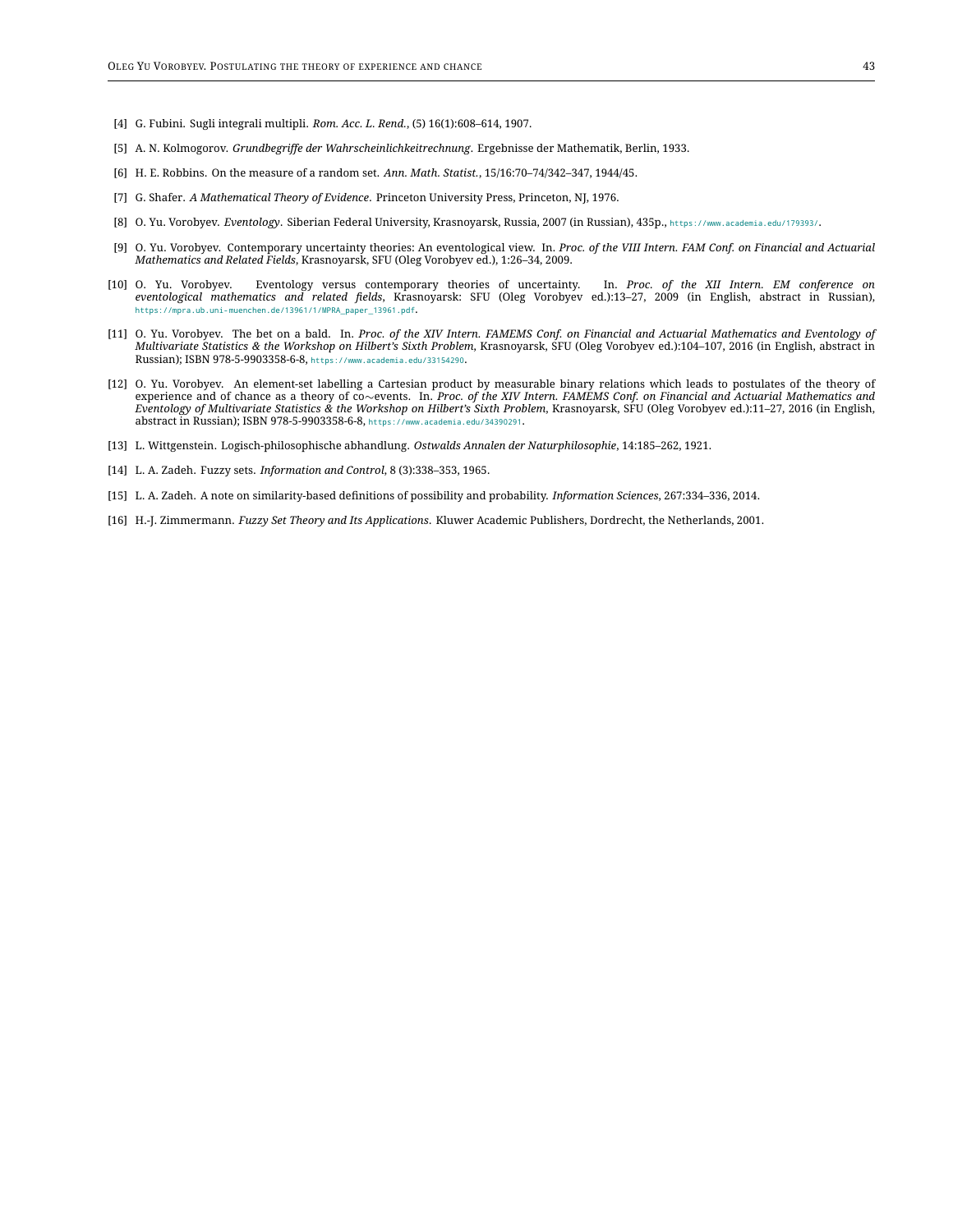[4] G. Fubini. Sugli integrali multipli. *Rom. Acc. L. Rend.*, (5) 16(1):608–614, 1907.

[5] A. N. Kolmogorov. *Grundbegriffe der Wahrscheinlichkeitrechnung*. Ergebnisse der Mathematik, Berlin, 1933.

[6] H. E. Robbins. On the measure of a random set. *Ann. Math. Statist.*, 15/16:70–74/342–347, 1944/45.

[7] G. Shafer. *A Mathematical Theory of Evidence*. Princeton University Press, Princeton, NJ, 1976.

[8] O. Yu. Vorobyev. *Eventology*. Siberian Federal University, Krasnoyarsk, Russia, 2007 (in Russian), 435p., https://www.academia.edu/179393/.

[9] O. Yu. Vorobyev. Contemporary uncertainty theories: An eventological view. In. *Proc. of the VIII Intern. FAM Conf. on Financial and Actuarial Mathematics and Related Fields*, Krasnoyarsk, SFU (Oleg Vorobyev ed.), 1:26–34, 2009.

[10] O. Yu. Vorobyev. Eventology versus contemporary theories of uncertainty. In. *Proc. of the XII Intern. EM conference on eventological mathematics and related fields*, Krasnoyarsk: SFU (Oleg Vorobyev ed.):13–27, 2009 (in English, abstract in Russian), https://mpra.ub.uni-muenchen.de/13961/1/MPRA_paper_13961.pdf.

[11] O. Yu. Vorobyev. The bet on a bald. In. *Proc. of the XIV Intern. FAMEMS Conf. on Financial and Actuarial Mathematics and Eventology of Multivariate Statistics & the Workshop on Hilbert's Sixth Problem*, Krasnoyarsk, SFU (Oleg Vorobyev ed.):104–107, 2016 (in English, abstract in Russian); ISBN 978-5-9903358-6-8, https://www.academia.edu/33154290.

[12] O. Yu. Vorobyev. An element-set labelling a Cartesian product by measurable binary relations which leads to postulates of the theory of experience and of chance as a theory of co∼events. In. *Proc. of the XIV Intern. FAMEMS Conf. on Financial and Actuarial Mathematics and Eventology of Multivariate Statistics & the Workshop on Hilbert's Sixth Problem*, Krasnoyarsk, SFU (Oleg Vorobyev ed.):11–27, 2016 (in English, abstract in Russian); ISBN 978-5-9903358-6-8, https://www.academia.edu/34390291.

[13] L. Wittgenstein. Logisch-philosophische abhandlung. *Ostwalds Annalen der Naturphilosophie*, 14:185–262, 1921.

[14] L. A. Zadeh. Fuzzy sets. *Information and Control*, 8 (3):338–353, 1965.

[15] L. A. Zadeh. A note on similarity-based definitions of possibility and probability. *Information Sciences*, 267:334–336, 2014.

[16] H.-J. Zimmermann. *Fuzzy Set Theory and Its Applications*. Kluwer Academic Publishers, Dordrecht, the Netherlands, 2001.